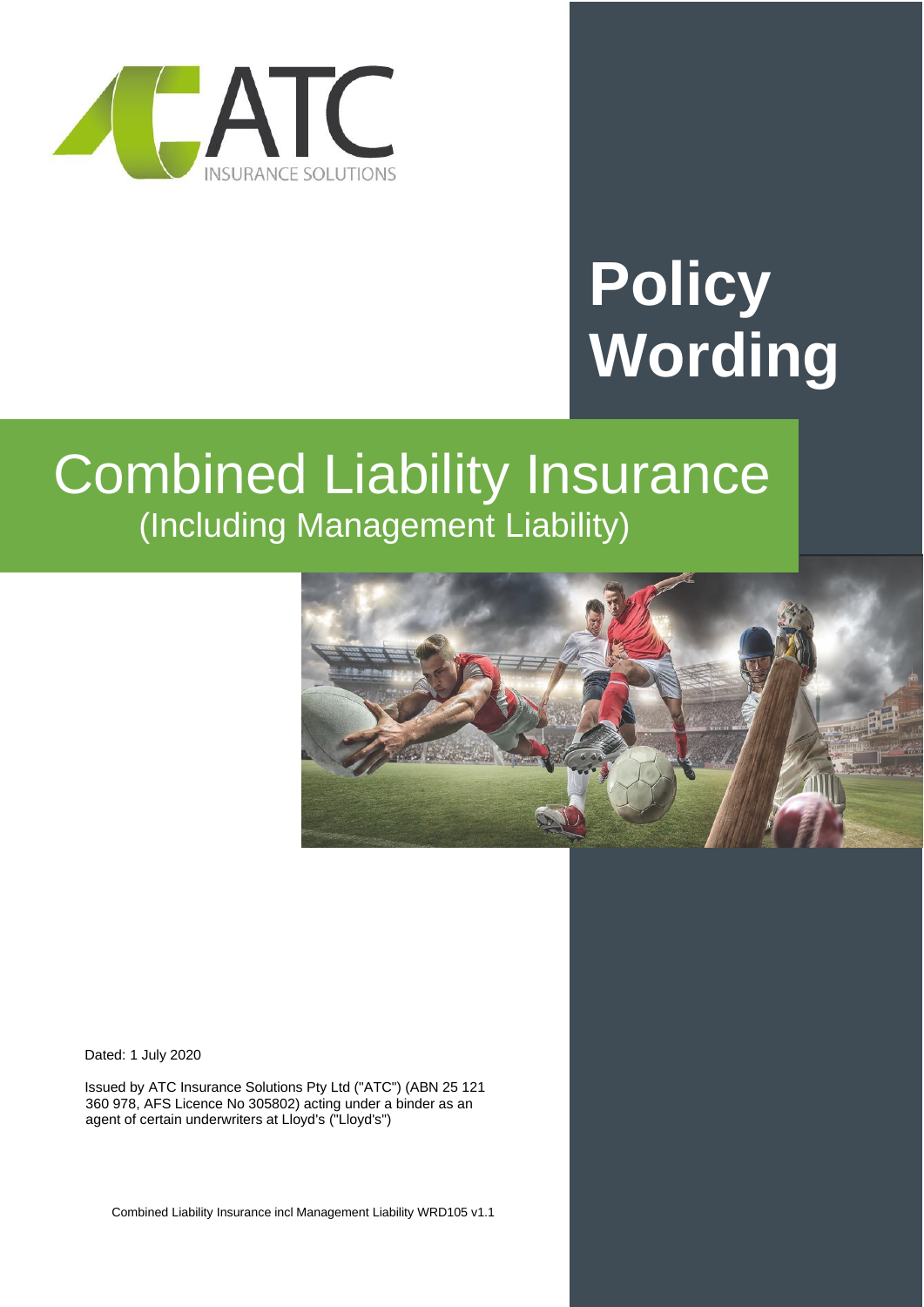ATC INSURANCE SOLUTIONS

# Policy Wording

# Combined Liability Insurance

## (Including Management Liability)

Dated: 1 July 2020

Issued by ATC Insurance Solutions Pty Ltd ("ATC") (ABN 25 121 360 978, AFS Licence No 305802) acting under a binder as an agent of certain underwriters at Lloyd's ("Lloyd's")

Combined Liability Insurance incl Management Liability WRD105 v1.1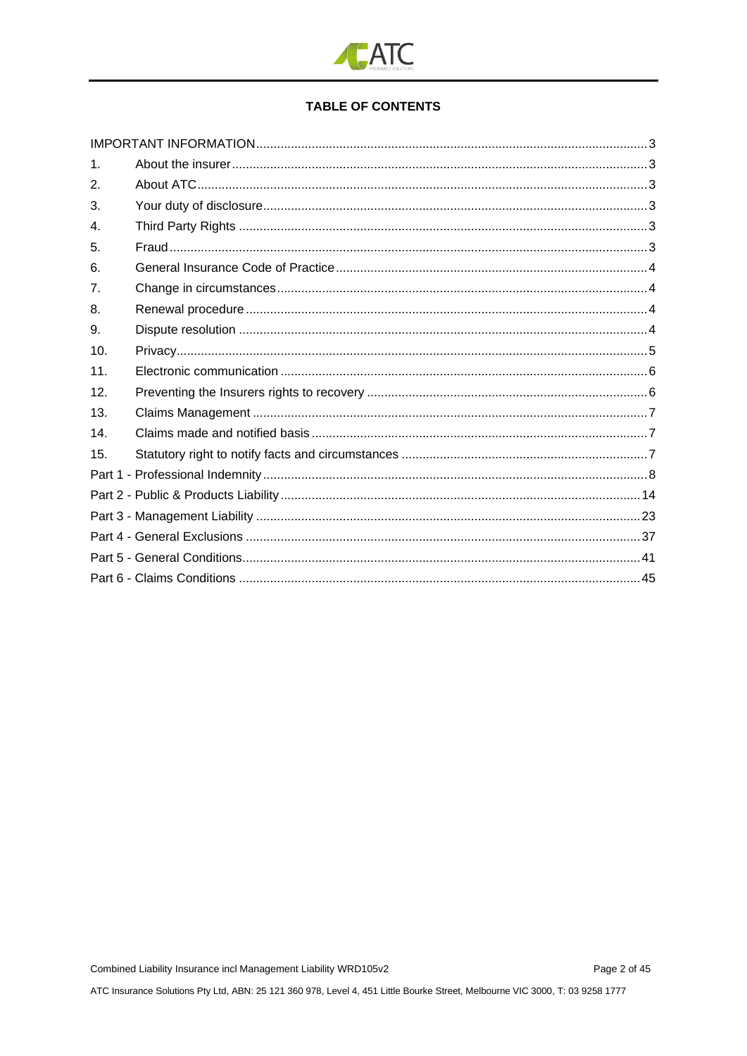## TABLE OF CONTENTS

| | | |
|---|---|---|
| IMPORTANT INFORMATION | | 3 |
| 1. | About the insurer | 3 |
| 2. | About ATC | 3 |
| 3. | Your duty of disclosure | 3 |
| 4. | Third Party Rights | 3 |
| 5. | Fraud | 3 |
| 6. | General Insurance Code of Practice | 4 |
| 7. | Change in circumstances | 4 |
| 8. | Renewal procedure | 4 |
| 9. | Dispute resolution | 4 |
| 10. | Privacy | 5 |
| 11. | Electronic communication | 6 |
| 12. | Preventing the Insurers rights to recovery | 6 |
| 13. | Claims Management | 7 |
| 14. | Claims made and notified basis | 7 |
| 15. | Statutory right to notify facts and circumstances | 7 |
| Part 1 - Professional Indemnity | | 8 |
| Part 2 - Public & Products Liability | | 14 |
| Part 3 - Management Liability | | 23 |
| Part 4 - General Exclusions | | 37 |
| Part 5 - General Conditions | | 41 |
| Part 6 - Claims Conditions | | 45 |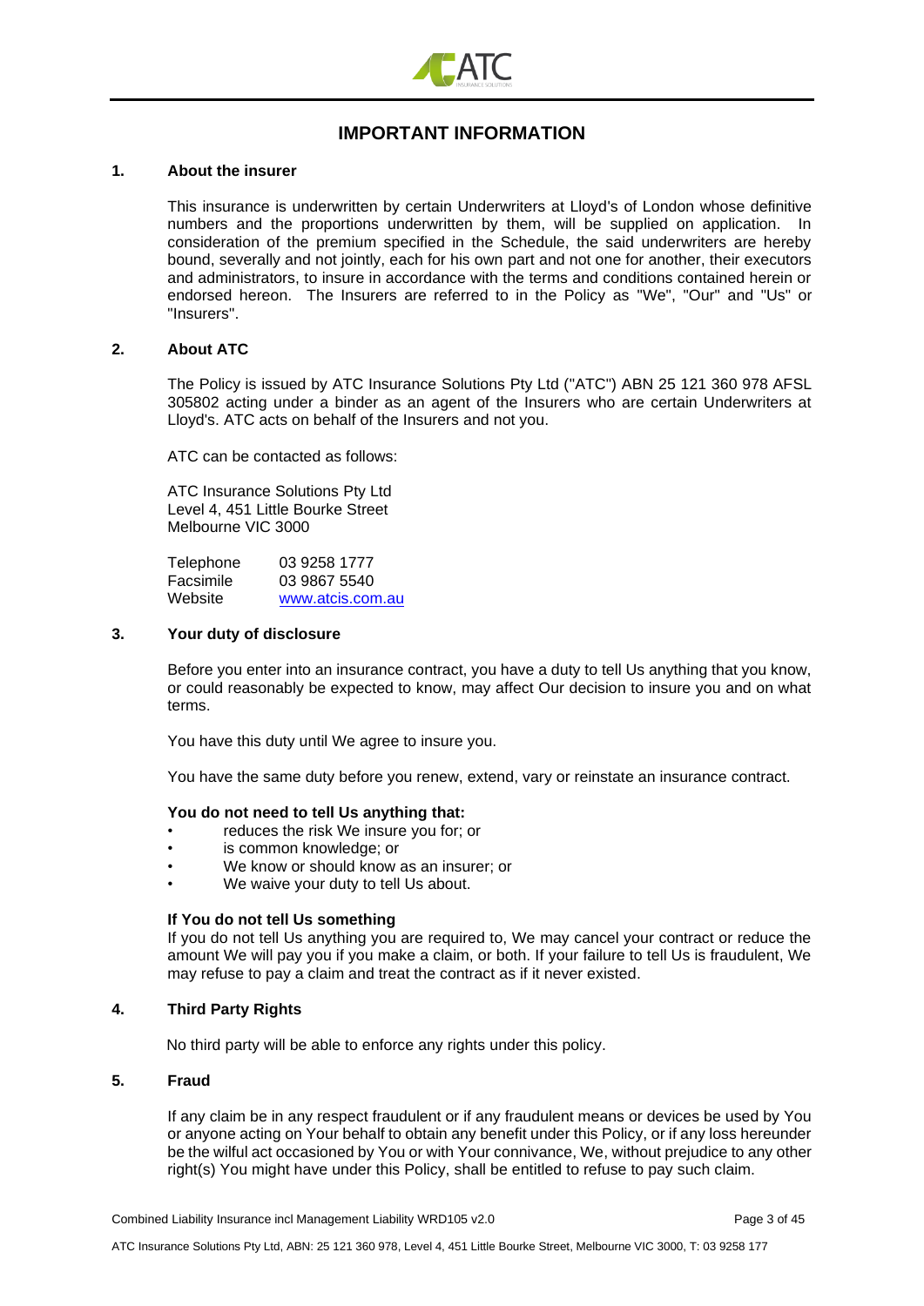# IMPORTANT INFORMATION

## 1. About the insurer

This insurance is underwritten by certain Underwriters at Lloyd's of London whose definitive numbers and the proportions underwritten by them, will be supplied on application. In consideration of the premium specified in the Schedule, the said underwriters are hereby bound, severally and not jointly, each for his own part and not one for another, their executors and administrators, to insure in accordance with the terms and conditions contained herein or endorsed hereon. The Insurers are referred to in the Policy as "We", "Our" and "Us" or "Insurers".

## 2. About ATC

The Policy is issued by ATC Insurance Solutions Pty Ltd ("ATC") ABN 25 121 360 978 AFSL 305802 acting under a binder as an agent of the Insurers who are certain Underwriters at Lloyd's. ATC acts on behalf of the Insurers and not you.

ATC can be contacted as follows:

ATC Insurance Solutions Pty Ltd
Level 4, 451 Little Bourke Street
Melbourne VIC 3000

| | |
|---|---|
| Telephone | 03 9258 1777 |
| Facsimile | 03 9867 5540 |
| Website | www.atcis.com.au |

## 3. Your duty of disclosure

Before you enter into an insurance contract, you have a duty to tell Us anything that you know, or could reasonably be expected to know, may affect Our decision to insure you and on what terms.

You have this duty until We agree to insure you.

You have the same duty before you renew, extend, vary or reinstate an insurance contract.

**You do not need to tell Us anything that:**

- reduces the risk We insure you for; or
- is common knowledge; or
- We know or should know as an insurer; or
- We waive your duty to tell Us about.

**If You do not tell Us something**

If you do not tell Us anything you are required to, We may cancel your contract or reduce the amount We will pay you if you make a claim, or both. If your failure to tell Us is fraudulent, We may refuse to pay a claim and treat the contract as if it never existed.

## 4. Third Party Rights

No third party will be able to enforce any rights under this policy.

## 5. Fraud

If any claim be in any respect fraudulent or if any fraudulent means or devices be used by You or anyone acting on Your behalf to obtain any benefit under this Policy, or if any loss hereunder be the wilful act occasioned by You or with Your connivance, We, without prejudice to any other right(s) You might have under this Policy, shall be entitled to refuse to pay such claim.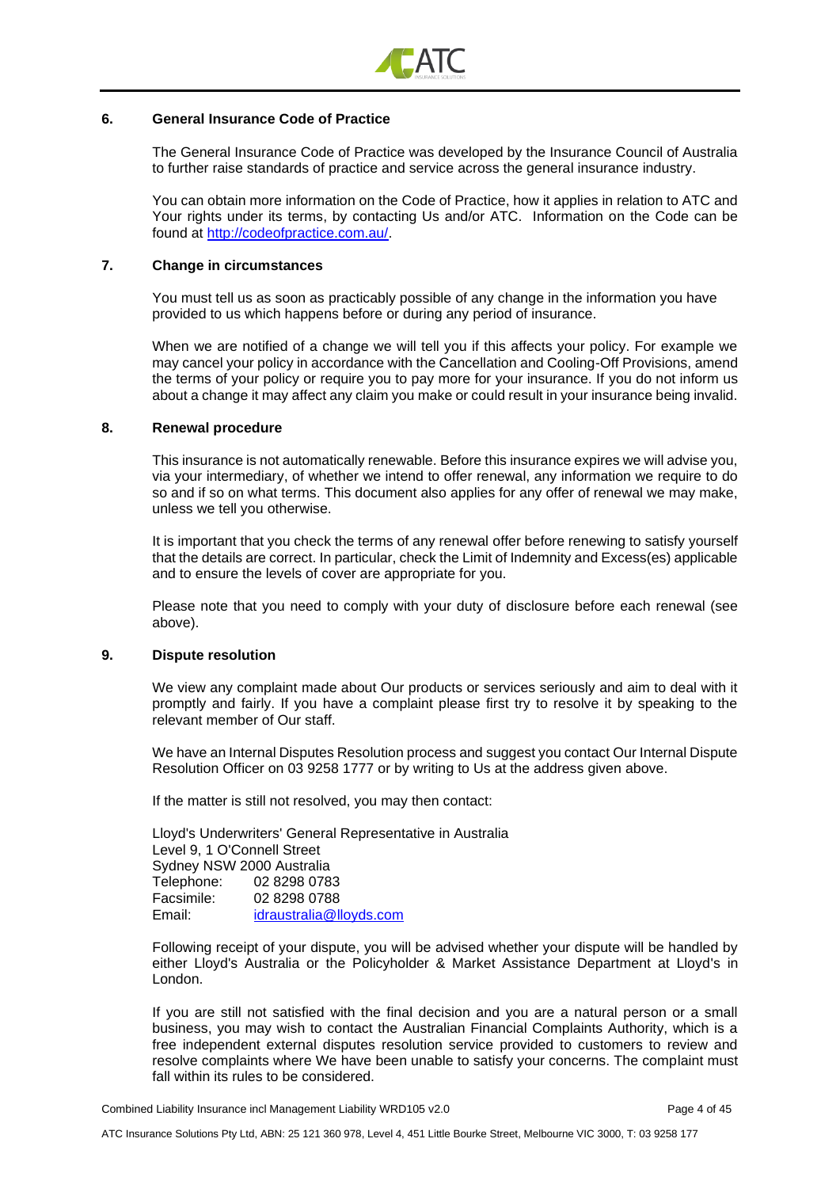## 6. General Insurance Code of Practice

The General Insurance Code of Practice was developed by the Insurance Council of Australia to further raise standards of practice and service across the general insurance industry.

You can obtain more information on the Code of Practice, how it applies in relation to ATC and Your rights under its terms, by contacting Us and/or ATC. Information on the Code can be found at http://codeofpractice.com.au/.

## 7. Change in circumstances

You must tell us as soon as practicably possible of any change in the information you have provided to us which happens before or during any period of insurance.

When we are notified of a change we will tell you if this affects your policy. For example we may cancel your policy in accordance with the Cancellation and Cooling-Off Provisions, amend the terms of your policy or require you to pay more for your insurance. If you do not inform us about a change it may affect any claim you make or could result in your insurance being invalid.

## 8. Renewal procedure

This insurance is not automatically renewable. Before this insurance expires we will advise you, via your intermediary, of whether we intend to offer renewal, any information we require to do so and if so on what terms. This document also applies for any offer of renewal we may make, unless we tell you otherwise.

It is important that you check the terms of any renewal offer before renewing to satisfy yourself that the details are correct. In particular, check the Limit of Indemnity and Excess(es) applicable and to ensure the levels of cover are appropriate for you.

Please note that you need to comply with your duty of disclosure before each renewal (see above).

## 9. Dispute resolution

We view any complaint made about Our products or services seriously and aim to deal with it promptly and fairly. If you have a complaint please first try to resolve it by speaking to the relevant member of Our staff.

We have an Internal Disputes Resolution process and suggest you contact Our Internal Dispute Resolution Officer on 03 9258 1777 or by writing to Us at the address given above.

If the matter is still not resolved, you may then contact:

Lloyd's Underwriters' General Representative in Australia
Level 9, 1 O'Connell Street
Sydney NSW 2000 Australia
Telephone: 02 8298 0783
Facsimile: 02 8298 0788
Email: idraustralia@lloyds.com

Following receipt of your dispute, you will be advised whether your dispute will be handled by either Lloyd's Australia or the Policyholder & Market Assistance Department at Lloyd's in London.

If you are still not satisfied with the final decision and you are a natural person or a small business, you may wish to contact the Australian Financial Complaints Authority, which is a free independent external disputes resolution service provided to customers to review and resolve complaints where We have been unable to satisfy your concerns. The complaint must fall within its rules to be considered.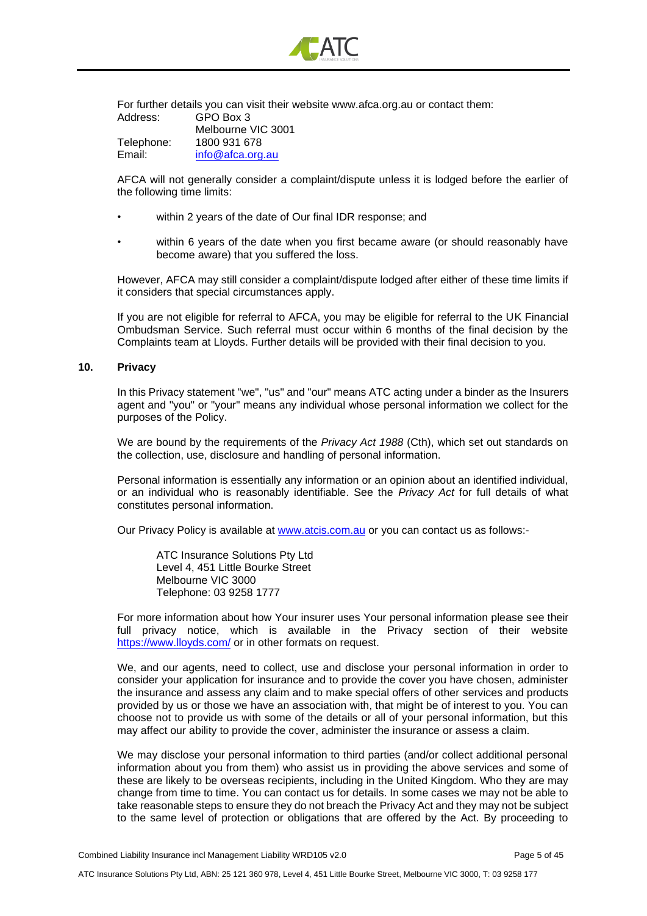For further details you can visit their website www.afca.org.au or contact them:

| | |
|---|---|
| Address: | GPO Box 3<br>Melbourne VIC 3001 |
| Telephone: | 1800 931 678 |
| Email: | info@afca.org.au |

AFCA will not generally consider a complaint/dispute unless it is lodged before the earlier of the following time limits:

- within 2 years of the date of Our final IDR response; and
- within 6 years of the date when you first became aware (or should reasonably have become aware) that you suffered the loss.

However, AFCA may still consider a complaint/dispute lodged after either of these time limits if it considers that special circumstances apply.

If you are not eligible for referral to AFCA, you may be eligible for referral to the UK Financial Ombudsman Service. Such referral must occur within 6 months of the final decision by the Complaints team at Lloyds. Further details will be provided with their final decision to you.

## 10. Privacy

In this Privacy statement "we", "us" and "our" means ATC acting under a binder as the Insurers agent and "you" or "your" means any individual whose personal information we collect for the purposes of the Policy.

We are bound by the requirements of the *Privacy Act 1988* (Cth), which set out standards on the collection, use, disclosure and handling of personal information.

Personal information is essentially any information or an opinion about an identified individual, or an individual who is reasonably identifiable. See the *Privacy Act* for full details of what constitutes personal information.

Our Privacy Policy is available at www.atcis.com.au or you can contact us as follows:-

ATC Insurance Solutions Pty Ltd
Level 4, 451 Little Bourke Street
Melbourne VIC 3000
Telephone: 03 9258 1777

For more information about how Your insurer uses Your personal information please see their full privacy notice, which is available in the Privacy section of their website https://www.lloyds.com/ or in other formats on request.

We, and our agents, need to collect, use and disclose your personal information in order to consider your application for insurance and to provide the cover you have chosen, administer the insurance and assess any claim and to make special offers of other services and products provided by us or those we have an association with, that might be of interest to you. You can choose not to provide us with some of the details or all of your personal information, but this may affect our ability to provide the cover, administer the insurance or assess a claim.

We may disclose your personal information to third parties (and/or collect additional personal information about you from them) who assist us in providing the above services and some of these are likely to be overseas recipients, including in the United Kingdom. Who they are may change from time to time. You can contact us for details. In some cases we may not be able to take reasonable steps to ensure they do not breach the Privacy Act and they may not be subject to the same level of protection or obligations that are offered by the Act. By proceeding to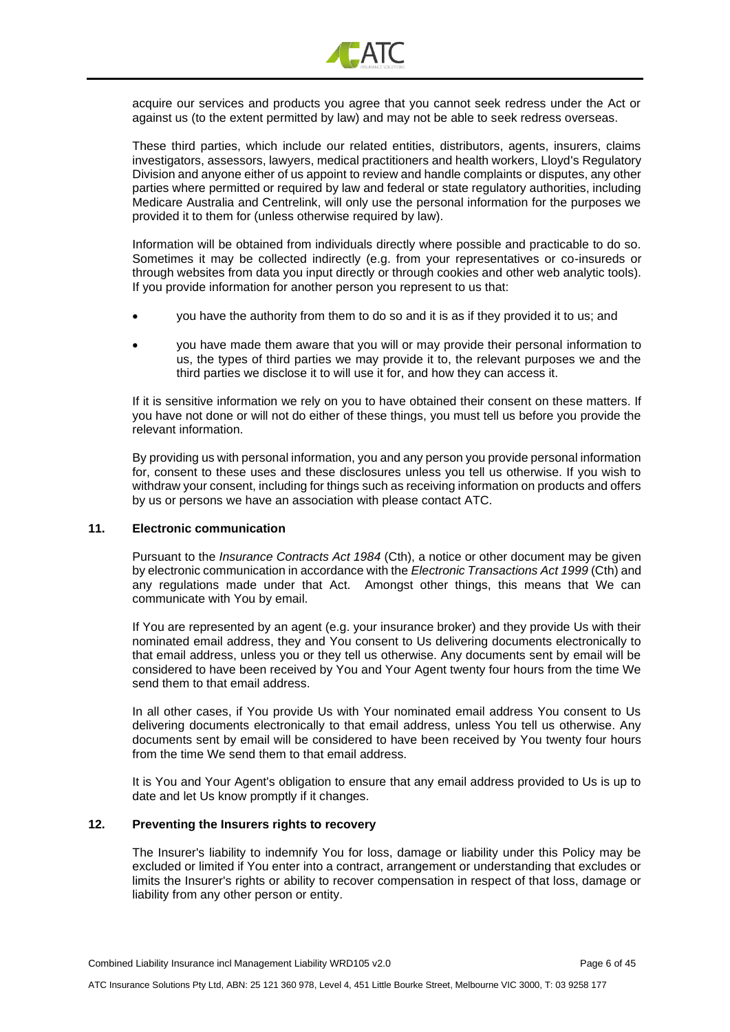acquire our services and products you agree that you cannot seek redress under the Act or against us (to the extent permitted by law) and may not be able to seek redress overseas.

These third parties, which include our related entities, distributors, agents, insurers, claims investigators, assessors, lawyers, medical practitioners and health workers, Lloyd's Regulatory Division and anyone either of us appoint to review and handle complaints or disputes, any other parties where permitted or required by law and federal or state regulatory authorities, including Medicare Australia and Centrelink, will only use the personal information for the purposes we provided it to them for (unless otherwise required by law).

Information will be obtained from individuals directly where possible and practicable to do so. Sometimes it may be collected indirectly (e.g. from your representatives or co-insureds or through websites from data you input directly or through cookies and other web analytic tools). If you provide information for another person you represent to us that:

- you have the authority from them to do so and it is as if they provided it to us; and
- you have made them aware that you will or may provide their personal information to us, the types of third parties we may provide it to, the relevant purposes we and the third parties we disclose it to will use it for, and how they can access it.

If it is sensitive information we rely on you to have obtained their consent on these matters. If you have not done or will not do either of these things, you must tell us before you provide the relevant information.

By providing us with personal information, you and any person you provide personal information for, consent to these uses and these disclosures unless you tell us otherwise. If you wish to withdraw your consent, including for things such as receiving information on products and offers by us or persons we have an association with please contact ATC.

## 11. Electronic communication

Pursuant to the *Insurance Contracts Act 1984* (Cth), a notice or other document may be given by electronic communication in accordance with the *Electronic Transactions Act 1999* (Cth) and any regulations made under that Act. Amongst other things, this means that We can communicate with You by email.

If You are represented by an agent (e.g. your insurance broker) and they provide Us with their nominated email address, they and You consent to Us delivering documents electronically to that email address, unless you or they tell us otherwise. Any documents sent by email will be considered to have been received by You and Your Agent twenty four hours from the time We send them to that email address.

In all other cases, if You provide Us with Your nominated email address You consent to Us delivering documents electronically to that email address, unless You tell us otherwise. Any documents sent by email will be considered to have been received by You twenty four hours from the time We send them to that email address.

It is You and Your Agent's obligation to ensure that any email address provided to Us is up to date and let Us know promptly if it changes.

## 12. Preventing the Insurers rights to recovery

The Insurer's liability to indemnify You for loss, damage or liability under this Policy may be excluded or limited if You enter into a contract, arrangement or understanding that excludes or limits the Insurer's rights or ability to recover compensation in respect of that loss, damage or liability from any other person or entity.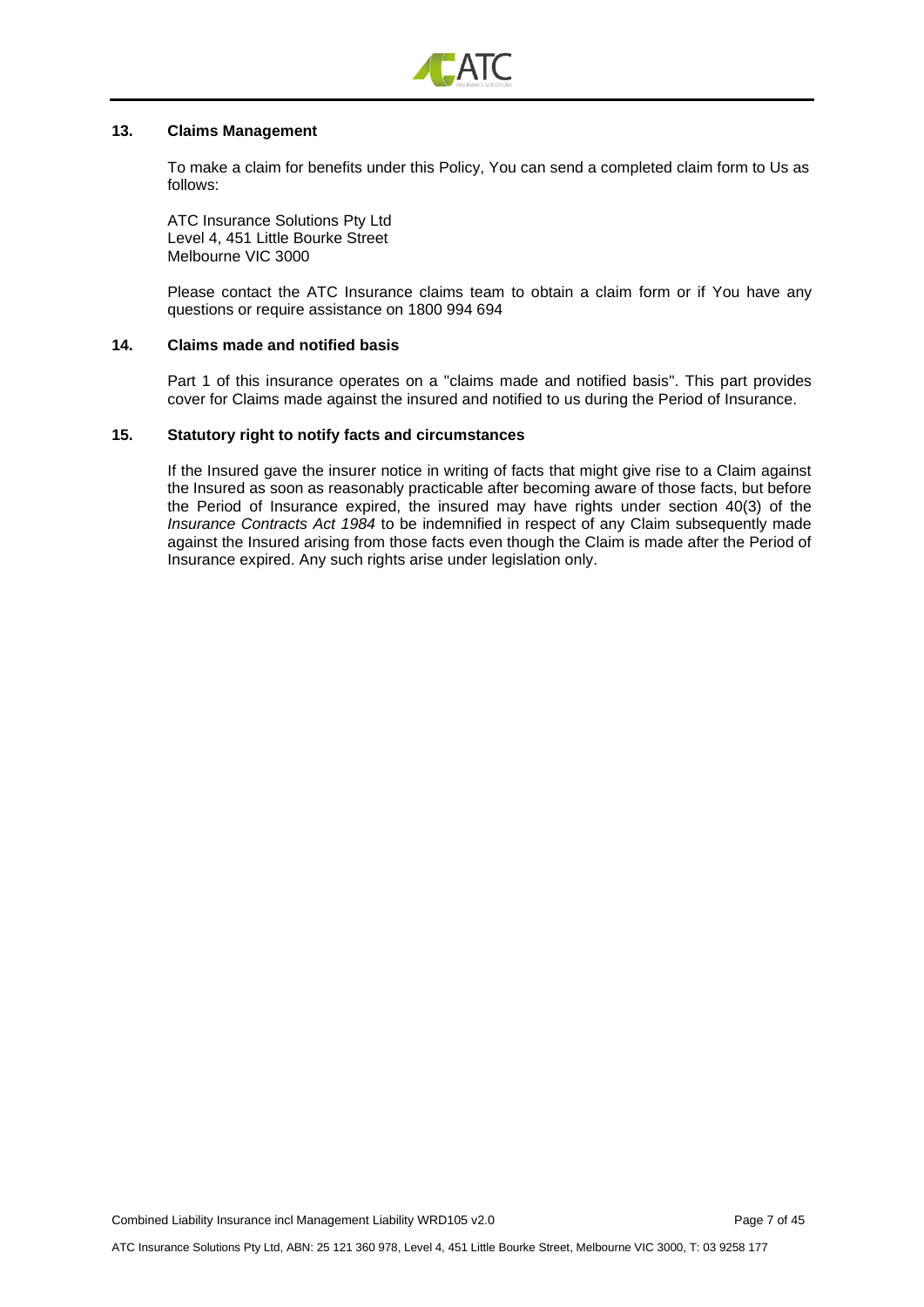## 13. Claims Management

To make a claim for benefits under this Policy, You can send a completed claim form to Us as follows:

ATC Insurance Solutions Pty Ltd
Level 4, 451 Little Bourke Street
Melbourne VIC 3000

Please contact the ATC Insurance claims team to obtain a claim form or if You have any questions or require assistance on 1800 994 694

## 14. Claims made and notified basis

Part 1 of this insurance operates on a "claims made and notified basis". This part provides cover for Claims made against the insured and notified to us during the Period of Insurance.

## 15. Statutory right to notify facts and circumstances

If the Insured gave the insurer notice in writing of facts that might give rise to a Claim against the Insured as soon as reasonably practicable after becoming aware of those facts, but before the Period of Insurance expired, the insured may have rights under section 40(3) of the *Insurance Contracts Act 1984* to be indemnified in respect of any Claim subsequently made against the Insured arising from those facts even though the Claim is made after the Period of Insurance expired. Any such rights arise under legislation only.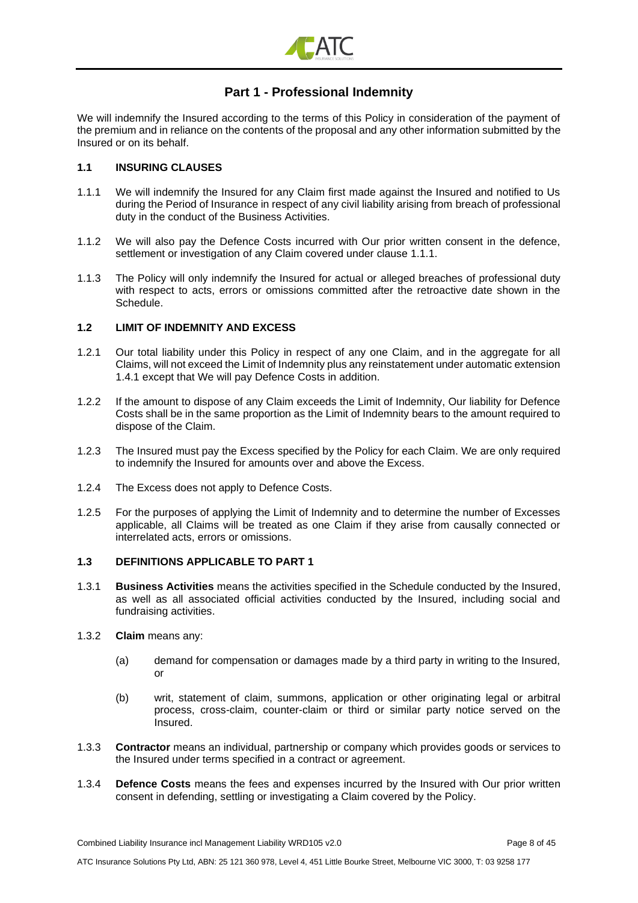# Part 1 - Professional Indemnity

We will indemnify the Insured according to the terms of this Policy in consideration of the payment of the premium and in reliance on the contents of the proposal and any other information submitted by the Insured or on its behalf.

## 1.1 INSURING CLAUSES

1.1.1 We will indemnify the Insured for any Claim first made against the Insured and notified to Us during the Period of Insurance in respect of any civil liability arising from breach of professional duty in the conduct of the Business Activities.

1.1.2 We will also pay the Defence Costs incurred with Our prior written consent in the defence, settlement or investigation of any Claim covered under clause 1.1.1.

1.1.3 The Policy will only indemnify the Insured for actual or alleged breaches of professional duty with respect to acts, errors or omissions committed after the retroactive date shown in the Schedule.

## 1.2 LIMIT OF INDEMNITY AND EXCESS

1.2.1 Our total liability under this Policy in respect of any one Claim, and in the aggregate for all Claims, will not exceed the Limit of Indemnity plus any reinstatement under automatic extension 1.4.1 except that We will pay Defence Costs in addition.

1.2.2 If the amount to dispose of any Claim exceeds the Limit of Indemnity, Our liability for Defence Costs shall be in the same proportion as the Limit of Indemnity bears to the amount required to dispose of the Claim.

1.2.3 The Insured must pay the Excess specified by the Policy for each Claim. We are only required to indemnify the Insured for amounts over and above the Excess.

1.2.4 The Excess does not apply to Defence Costs.

1.2.5 For the purposes of applying the Limit of Indemnity and to determine the number of Excesses applicable, all Claims will be treated as one Claim if they arise from causally connected or interrelated acts, errors or omissions.

## 1.3 DEFINITIONS APPLICABLE TO PART 1

1.3.1 **Business Activities** means the activities specified in the Schedule conducted by the Insured, as well as all associated official activities conducted by the Insured, including social and fundraising activities.

1.3.2 **Claim** means any:

(a) demand for compensation or damages made by a third party in writing to the Insured, or

(b) writ, statement of claim, summons, application or other originating legal or arbitral process, cross-claim, counter-claim or third or similar party notice served on the Insured.

1.3.3 **Contractor** means an individual, partnership or company which provides goods or services to the Insured under terms specified in a contract or agreement.

1.3.4 **Defence Costs** means the fees and expenses incurred by the Insured with Our prior written consent in defending, settling or investigating a Claim covered by the Policy.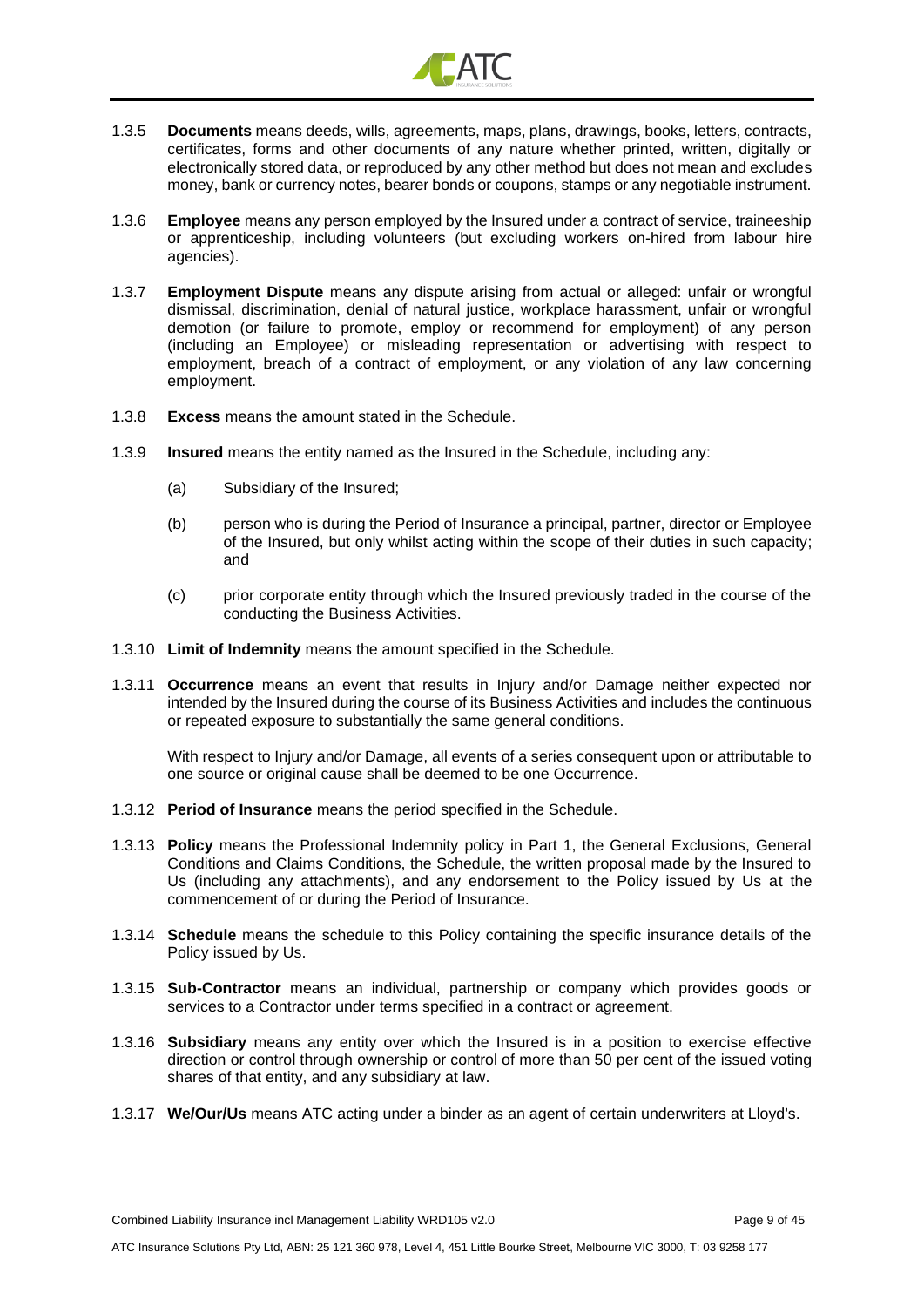1.3.5 **Documents** means deeds, wills, agreements, maps, plans, drawings, books, letters, contracts, certificates, forms and other documents of any nature whether printed, written, digitally or electronically stored data, or reproduced by any other method but does not mean and excludes money, bank or currency notes, bearer bonds or coupons, stamps or any negotiable instrument.

1.3.6 **Employee** means any person employed by the Insured under a contract of service, traineeship or apprenticeship, including volunteers (but excluding workers on-hired from labour hire agencies).

1.3.7 **Employment Dispute** means any dispute arising from actual or alleged: unfair or wrongful dismissal, discrimination, denial of natural justice, workplace harassment, unfair or wrongful demotion (or failure to promote, employ or recommend for employment) of any person (including an Employee) or misleading representation or advertising with respect to employment, breach of a contract of employment, or any violation of any law concerning employment.

1.3.8 **Excess** means the amount stated in the Schedule.

1.3.9 **Insured** means the entity named as the Insured in the Schedule, including any:

(a) Subsidiary of the Insured;

(b) person who is during the Period of Insurance a principal, partner, director or Employee of the Insured, but only whilst acting within the scope of their duties in such capacity; and

(c) prior corporate entity through which the Insured previously traded in the course of the conducting the Business Activities.

1.3.10 **Limit of Indemnity** means the amount specified in the Schedule.

1.3.11 **Occurrence** means an event that results in Injury and/or Damage neither expected nor intended by the Insured during the course of its Business Activities and includes the continuous or repeated exposure to substantially the same general conditions.

With respect to Injury and/or Damage, all events of a series consequent upon or attributable to one source or original cause shall be deemed to be one Occurrence.

1.3.12 **Period of Insurance** means the period specified in the Schedule.

1.3.13 **Policy** means the Professional Indemnity policy in Part 1, the General Exclusions, General Conditions and Claims Conditions, the Schedule, the written proposal made by the Insured to Us (including any attachments), and any endorsement to the Policy issued by Us at the commencement of or during the Period of Insurance.

1.3.14 **Schedule** means the schedule to this Policy containing the specific insurance details of the Policy issued by Us.

1.3.15 **Sub-Contractor** means an individual, partnership or company which provides goods or services to a Contractor under terms specified in a contract or agreement.

1.3.16 **Subsidiary** means any entity over which the Insured is in a position to exercise effective direction or control through ownership or control of more than 50 per cent of the issued voting shares of that entity, and any subsidiary at law.

1.3.17 **We/Our/Us** means ATC acting under a binder as an agent of certain underwriters at Lloyd's.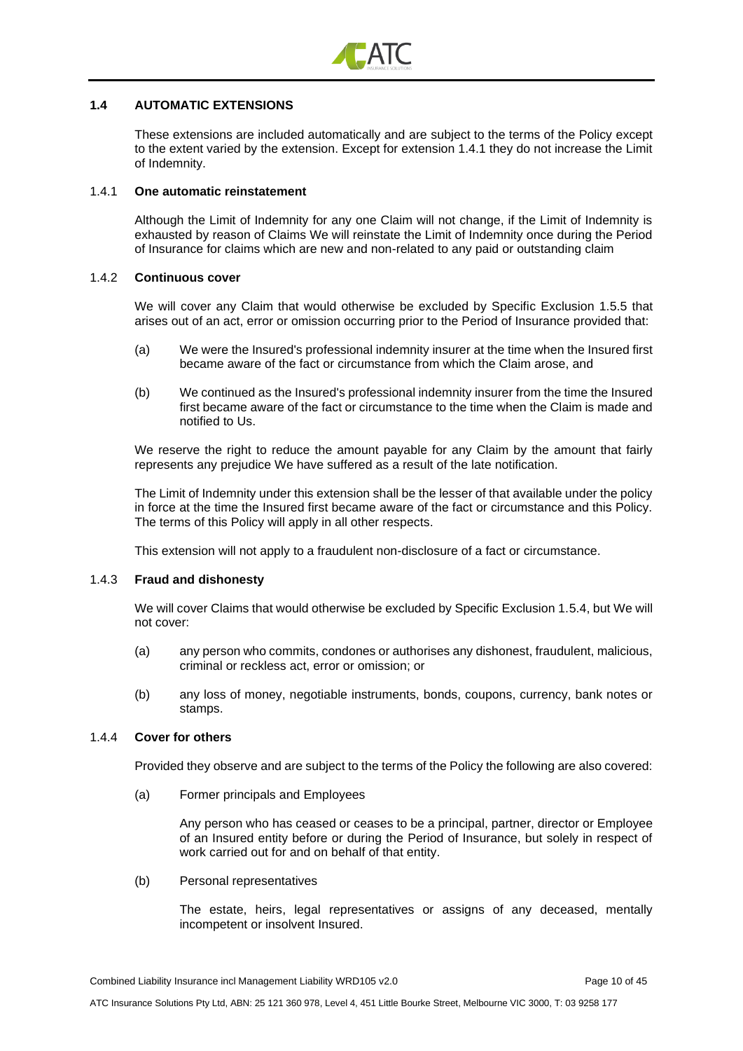### 1.4 AUTOMATIC EXTENSIONS

These extensions are included automatically and are subject to the terms of the Policy except to the extent varied by the extension. Except for extension 1.4.1 they do not increase the Limit of Indemnity.

#### 1.4.1 One automatic reinstatement

Although the Limit of Indemnity for any one Claim will not change, if the Limit of Indemnity is exhausted by reason of Claims We will reinstate the Limit of Indemnity once during the Period of Insurance for claims which are new and non-related to any paid or outstanding claim

#### 1.4.2 Continuous cover

We will cover any Claim that would otherwise be excluded by Specific Exclusion 1.5.5 that arises out of an act, error or omission occurring prior to the Period of Insurance provided that:

(a) We were the Insured's professional indemnity insurer at the time when the Insured first became aware of the fact or circumstance from which the Claim arose, and

(b) We continued as the Insured's professional indemnity insurer from the time the Insured first became aware of the fact or circumstance to the time when the Claim is made and notified to Us.

We reserve the right to reduce the amount payable for any Claim by the amount that fairly represents any prejudice We have suffered as a result of the late notification.

The Limit of Indemnity under this extension shall be the lesser of that available under the policy in force at the time the Insured first became aware of the fact or circumstance and this Policy. The terms of this Policy will apply in all other respects.

This extension will not apply to a fraudulent non-disclosure of a fact or circumstance.

#### 1.4.3 Fraud and dishonesty

We will cover Claims that would otherwise be excluded by Specific Exclusion 1.5.4, but We will not cover:

(a) any person who commits, condones or authorises any dishonest, fraudulent, malicious, criminal or reckless act, error or omission; or

(b) any loss of money, negotiable instruments, bonds, coupons, currency, bank notes or stamps.

#### 1.4.4 Cover for others

Provided they observe and are subject to the terms of the Policy the following are also covered:

(a) Former principals and Employees

Any person who has ceased or ceases to be a principal, partner, director or Employee of an Insured entity before or during the Period of Insurance, but solely in respect of work carried out for and on behalf of that entity.

(b) Personal representatives

The estate, heirs, legal representatives or assigns of any deceased, mentally incompetent or insolvent Insured.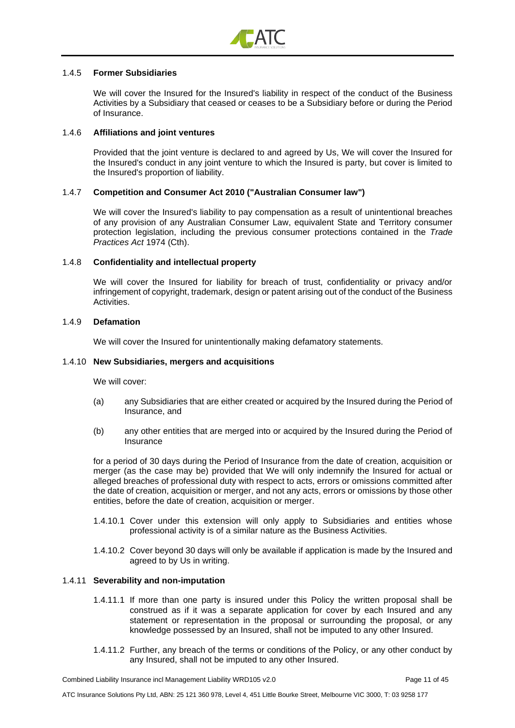### 1.4.5 **Former Subsidiaries**

We will cover the Insured for the Insured's liability in respect of the conduct of the Business Activities by a Subsidiary that ceased or ceases to be a Subsidiary before or during the Period of Insurance.

### 1.4.6 **Affiliations and joint ventures**

Provided that the joint venture is declared to and agreed by Us, We will cover the Insured for the Insured's conduct in any joint venture to which the Insured is party, but cover is limited to the Insured's proportion of liability.

### 1.4.7 **Competition and Consumer Act 2010 ("Australian Consumer law")**

We will cover the Insured's liability to pay compensation as a result of unintentional breaches of any provision of any Australian Consumer Law, equivalent State and Territory consumer protection legislation, including the previous consumer protections contained in the *Trade Practices Act* 1974 (Cth).

### 1.4.8 **Confidentiality and intellectual property**

We will cover the Insured for liability for breach of trust, confidentiality or privacy and/or infringement of copyright, trademark, design or patent arising out of the conduct of the Business Activities.

### 1.4.9 **Defamation**

We will cover the Insured for unintentionally making defamatory statements.

### 1.4.10 **New Subsidiaries, mergers and acquisitions**

We will cover:

(a) any Subsidiaries that are either created or acquired by the Insured during the Period of Insurance, and

(b) any other entities that are merged into or acquired by the Insured during the Period of Insurance

for a period of 30 days during the Period of Insurance from the date of creation, acquisition or merger (as the case may be) provided that We will only indemnify the Insured for actual or alleged breaches of professional duty with respect to acts, errors or omissions committed after the date of creation, acquisition or merger, and not any acts, errors or omissions by those other entities, before the date of creation, acquisition or merger.

1.4.10.1 Cover under this extension will only apply to Subsidiaries and entities whose professional activity is of a similar nature as the Business Activities.

1.4.10.2 Cover beyond 30 days will only be available if application is made by the Insured and agreed to by Us in writing.

### 1.4.11 **Severability and non-imputation**

1.4.11.1 If more than one party is insured under this Policy the written proposal shall be construed as if it was a separate application for cover by each Insured and any statement or representation in the proposal or surrounding the proposal, or any knowledge possessed by an Insured, shall not be imputed to any other Insured.

1.4.11.2 Further, any breach of the terms or conditions of the Policy, or any other conduct by any Insured, shall not be imputed to any other Insured.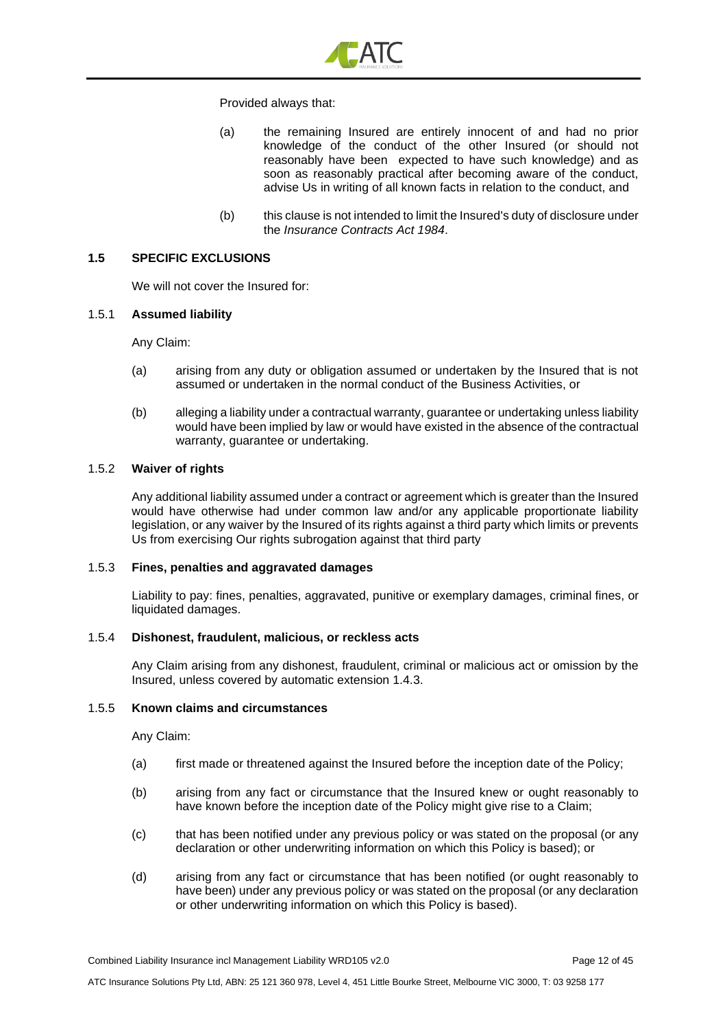Provided always that:

(a) the remaining Insured are entirely innocent of and had no prior knowledge of the conduct of the other Insured (or should not reasonably have been expected to have such knowledge) and as soon as reasonably practical after becoming aware of the conduct, advise Us in writing of all known facts in relation to the conduct, and

(b) this clause is not intended to limit the Insured's duty of disclosure under the *Insurance Contracts Act 1984*.

## 1.5 SPECIFIC EXCLUSIONS

We will not cover the Insured for:

### 1.5.1 Assumed liability

Any Claim:

(a) arising from any duty or obligation assumed or undertaken by the Insured that is not assumed or undertaken in the normal conduct of the Business Activities, or

(b) alleging a liability under a contractual warranty, guarantee or undertaking unless liability would have been implied by law or would have existed in the absence of the contractual warranty, guarantee or undertaking.

### 1.5.2 Waiver of rights

Any additional liability assumed under a contract or agreement which is greater than the Insured would have otherwise had under common law and/or any applicable proportionate liability legislation, or any waiver by the Insured of its rights against a third party which limits or prevents Us from exercising Our rights subrogation against that third party

### 1.5.3 Fines, penalties and aggravated damages

Liability to pay: fines, penalties, aggravated, punitive or exemplary damages, criminal fines, or liquidated damages.

### 1.5.4 Dishonest, fraudulent, malicious, or reckless acts

Any Claim arising from any dishonest, fraudulent, criminal or malicious act or omission by the Insured, unless covered by automatic extension 1.4.3.

### 1.5.5 Known claims and circumstances

Any Claim:

(a) first made or threatened against the Insured before the inception date of the Policy;

(b) arising from any fact or circumstance that the Insured knew or ought reasonably to have known before the inception date of the Policy might give rise to a Claim;

(c) that has been notified under any previous policy or was stated on the proposal (or any declaration or other underwriting information on which this Policy is based); or

(d) arising from any fact or circumstance that has been notified (or ought reasonably to have been) under any previous policy or was stated on the proposal (or any declaration or other underwriting information on which this Policy is based).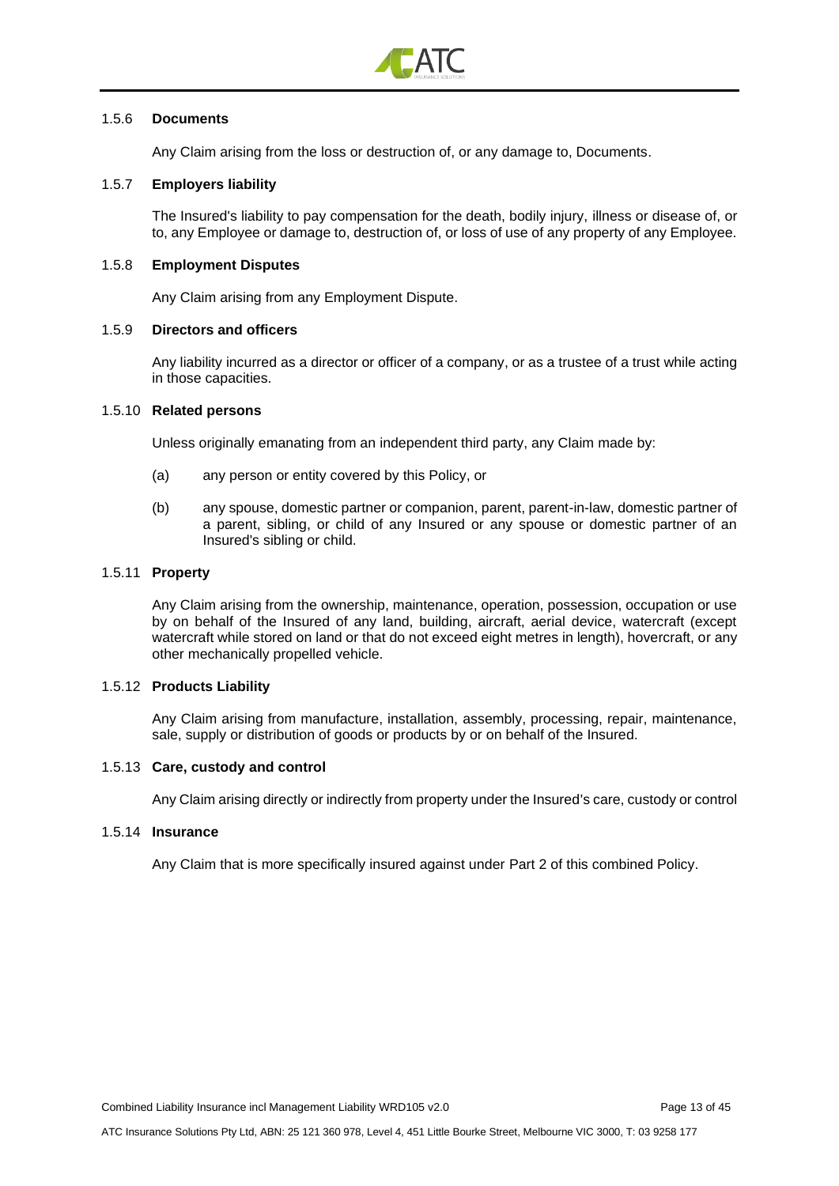### 1.5.6 **Documents**

Any Claim arising from the loss or destruction of, or any damage to, Documents.

### 1.5.7 **Employers liability**

The Insured's liability to pay compensation for the death, bodily injury, illness or disease of, or to, any Employee or damage to, destruction of, or loss of use of any property of any Employee.

### 1.5.8 **Employment Disputes**

Any Claim arising from any Employment Dispute.

### 1.5.9 **Directors and officers**

Any liability incurred as a director or officer of a company, or as a trustee of a trust while acting in those capacities.

### 1.5.10 **Related persons**

Unless originally emanating from an independent third party, any Claim made by:

(a) any person or entity covered by this Policy, or

(b) any spouse, domestic partner or companion, parent, parent-in-law, domestic partner of a parent, sibling, or child of any Insured or any spouse or domestic partner of an Insured's sibling or child.

### 1.5.11 **Property**

Any Claim arising from the ownership, maintenance, operation, possession, occupation or use by on behalf of the Insured of any land, building, aircraft, aerial device, watercraft (except watercraft while stored on land or that do not exceed eight metres in length), hovercraft, or any other mechanically propelled vehicle.

### 1.5.12 **Products Liability**

Any Claim arising from manufacture, installation, assembly, processing, repair, maintenance, sale, supply or distribution of goods or products by or on behalf of the Insured.

### 1.5.13 **Care, custody and control**

Any Claim arising directly or indirectly from property under the Insured's care, custody or control

### 1.5.14 **Insurance**

Any Claim that is more specifically insured against under Part 2 of this combined Policy.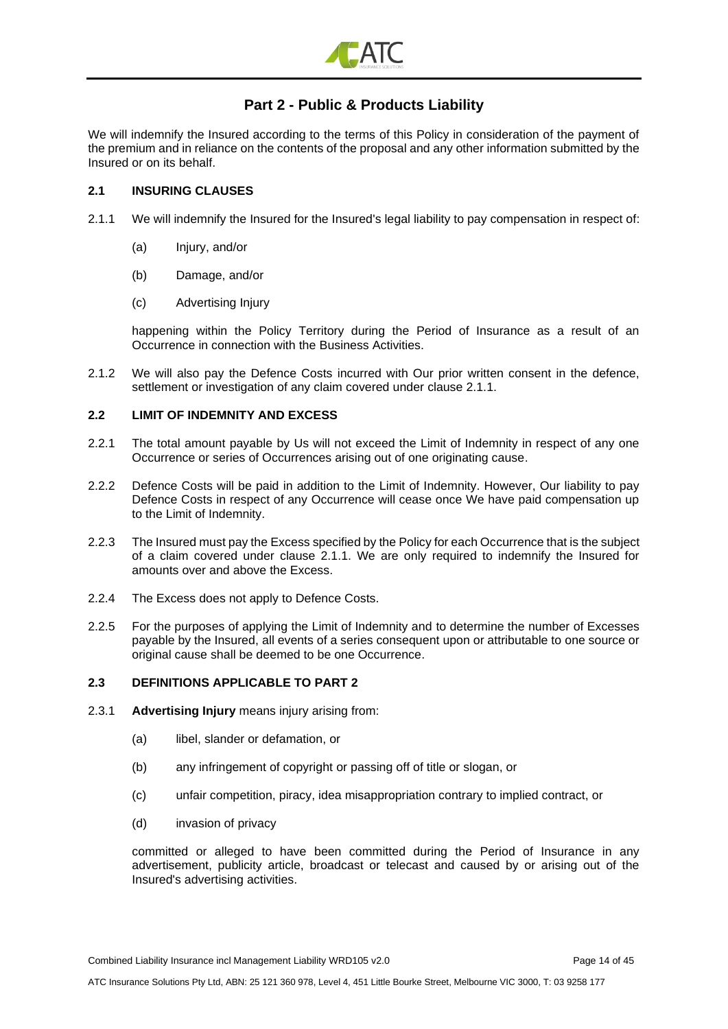# Part 2 - Public & Products Liability

We will indemnify the Insured according to the terms of this Policy in consideration of the payment of the premium and in reliance on the contents of the proposal and any other information submitted by the Insured or on its behalf.

## 2.1 INSURING CLAUSES

2.1.1 We will indemnify the Insured for the Insured's legal liability to pay compensation in respect of:

(a) Injury, and/or

(b) Damage, and/or

(c) Advertising Injury

happening within the Policy Territory during the Period of Insurance as a result of an Occurrence in connection with the Business Activities.

2.1.2 We will also pay the Defence Costs incurred with Our prior written consent in the defence, settlement or investigation of any claim covered under clause 2.1.1.

## 2.2 LIMIT OF INDEMNITY AND EXCESS

2.2.1 The total amount payable by Us will not exceed the Limit of Indemnity in respect of any one Occurrence or series of Occurrences arising out of one originating cause.

2.2.2 Defence Costs will be paid in addition to the Limit of Indemnity. However, Our liability to pay Defence Costs in respect of any Occurrence will cease once We have paid compensation up to the Limit of Indemnity.

2.2.3 The Insured must pay the Excess specified by the Policy for each Occurrence that is the subject of a claim covered under clause 2.1.1. We are only required to indemnify the Insured for amounts over and above the Excess.

2.2.4 The Excess does not apply to Defence Costs.

2.2.5 For the purposes of applying the Limit of Indemnity and to determine the number of Excesses payable by the Insured, all events of a series consequent upon or attributable to one source or original cause shall be deemed to be one Occurrence.

## 2.3 DEFINITIONS APPLICABLE TO PART 2

2.3.1 **Advertising Injury** means injury arising from:

(a) libel, slander or defamation, or

(b) any infringement of copyright or passing off of title or slogan, or

(c) unfair competition, piracy, idea misappropriation contrary to implied contract, or

(d) invasion of privacy

committed or alleged to have been committed during the Period of Insurance in any advertisement, publicity article, broadcast or telecast and caused by or arising out of the Insured's advertising activities.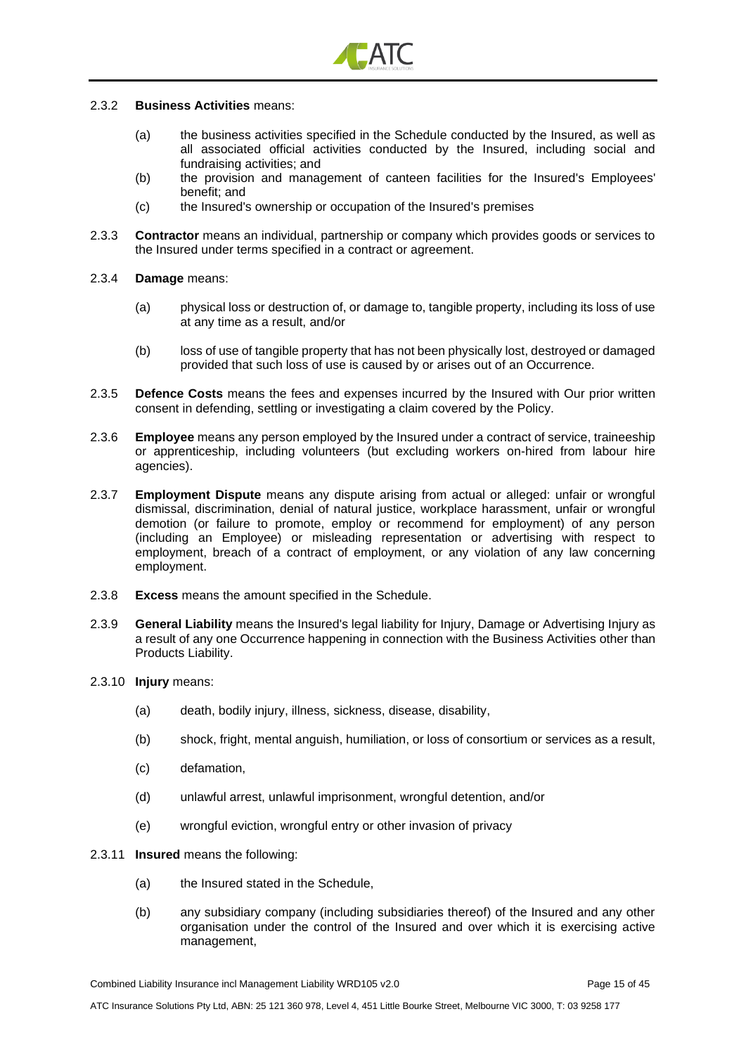2.3.2 **Business Activities** means:

(a) the business activities specified in the Schedule conducted by the Insured, as well as all associated official activities conducted by the Insured, including social and fundraising activities; and

(b) the provision and management of canteen facilities for the Insured's Employees' benefit; and

(c) the Insured's ownership or occupation of the Insured's premises

2.3.3 **Contractor** means an individual, partnership or company which provides goods or services to the Insured under terms specified in a contract or agreement.

2.3.4 **Damage** means:

(a) physical loss or destruction of, or damage to, tangible property, including its loss of use at any time as a result, and/or

(b) loss of use of tangible property that has not been physically lost, destroyed or damaged provided that such loss of use is caused by or arises out of an Occurrence.

2.3.5 **Defence Costs** means the fees and expenses incurred by the Insured with Our prior written consent in defending, settling or investigating a claim covered by the Policy.

2.3.6 **Employee** means any person employed by the Insured under a contract of service, traineeship or apprenticeship, including volunteers (but excluding workers on-hired from labour hire agencies).

2.3.7 **Employment Dispute** means any dispute arising from actual or alleged: unfair or wrongful dismissal, discrimination, denial of natural justice, workplace harassment, unfair or wrongful demotion (or failure to promote, employ or recommend for employment) of any person (including an Employee) or misleading representation or advertising with respect to employment, breach of a contract of employment, or any violation of any law concerning employment.

2.3.8 **Excess** means the amount specified in the Schedule.

2.3.9 **General Liability** means the Insured's legal liability for Injury, Damage or Advertising Injury as a result of any one Occurrence happening in connection with the Business Activities other than Products Liability.

2.3.10 **Injury** means:

(a) death, bodily injury, illness, sickness, disease, disability,

(b) shock, fright, mental anguish, humiliation, or loss of consortium or services as a result,

(c) defamation,

(d) unlawful arrest, unlawful imprisonment, wrongful detention, and/or

(e) wrongful eviction, wrongful entry or other invasion of privacy

2.3.11 **Insured** means the following:

(a) the Insured stated in the Schedule,

(b) any subsidiary company (including subsidiaries thereof) of the Insured and any other organisation under the control of the Insured and over which it is exercising active management,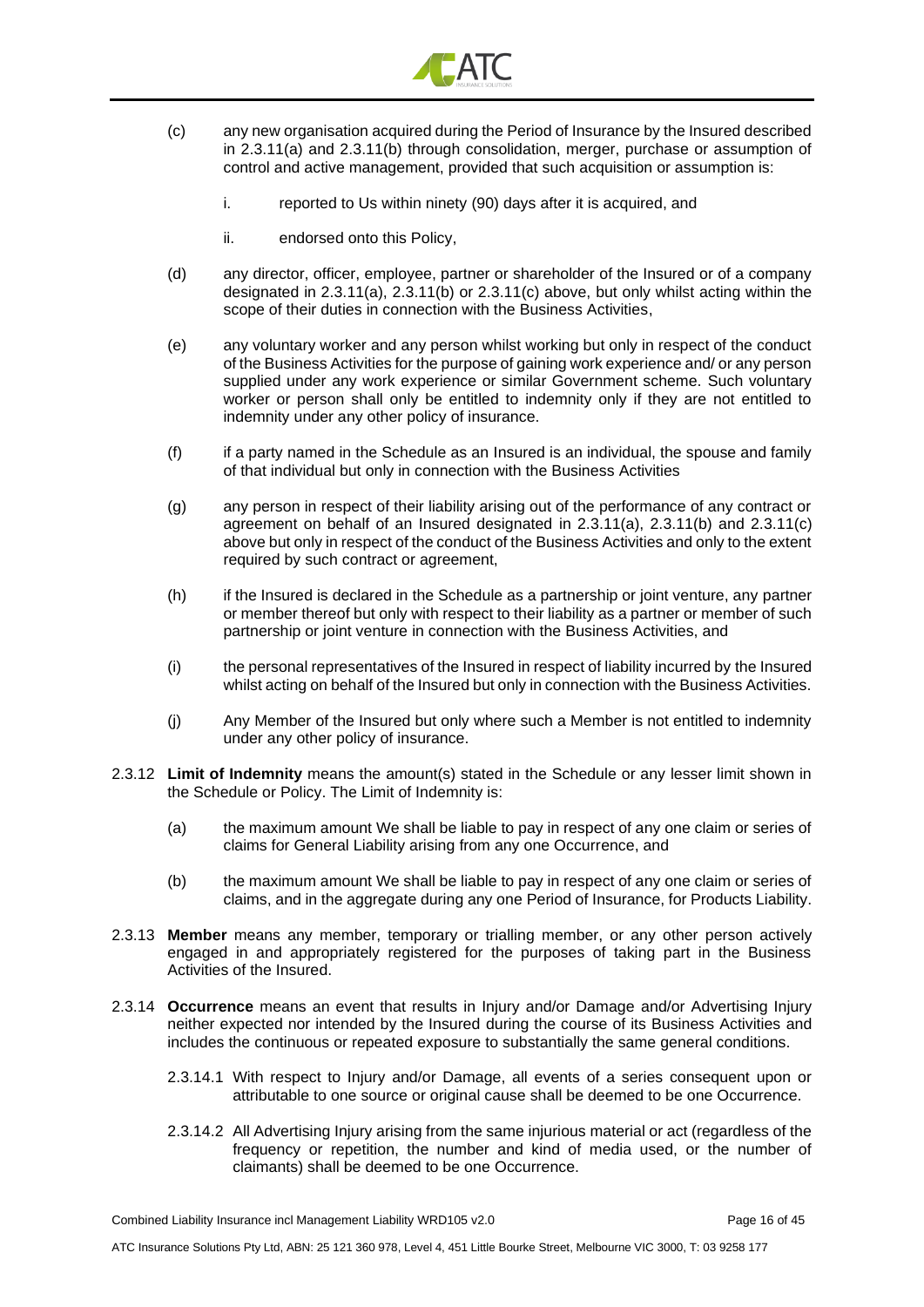(c) any new organisation acquired during the Period of Insurance by the Insured described in 2.3.11(a) and 2.3.11(b) through consolidation, merger, purchase or assumption of control and active management, provided that such acquisition or assumption is:

   i. reported to Us within ninety (90) days after it is acquired, and

   ii. endorsed onto this Policy,

(d) any director, officer, employee, partner or shareholder of the Insured or of a company designated in 2.3.11(a), 2.3.11(b) or 2.3.11(c) above, but only whilst acting within the scope of their duties in connection with the Business Activities,

(e) any voluntary worker and any person whilst working but only in respect of the conduct of the Business Activities for the purpose of gaining work experience and/ or any person supplied under any work experience or similar Government scheme. Such voluntary worker or person shall only be entitled to indemnity only if they are not entitled to indemnity under any other policy of insurance.

(f) if a party named in the Schedule as an Insured is an individual, the spouse and family of that individual but only in connection with the Business Activities

(g) any person in respect of their liability arising out of the performance of any contract or agreement on behalf of an Insured designated in 2.3.11(a), 2.3.11(b) and 2.3.11(c) above but only in respect of the conduct of the Business Activities and only to the extent required by such contract or agreement,

(h) if the Insured is declared in the Schedule as a partnership or joint venture, any partner or member thereof but only with respect to their liability as a partner or member of such partnership or joint venture in connection with the Business Activities, and

(i) the personal representatives of the Insured in respect of liability incurred by the Insured whilst acting on behalf of the Insured but only in connection with the Business Activities.

(j) Any Member of the Insured but only where such a Member is not entitled to indemnity under any other policy of insurance.

2.3.12 **Limit of Indemnity** means the amount(s) stated in the Schedule or any lesser limit shown in the Schedule or Policy. The Limit of Indemnity is:

(a) the maximum amount We shall be liable to pay in respect of any one claim or series of claims for General Liability arising from any one Occurrence, and

(b) the maximum amount We shall be liable to pay in respect of any one claim or series of claims, and in the aggregate during any one Period of Insurance, for Products Liability.

2.3.13 **Member** means any member, temporary or trialling member, or any other person actively engaged in and appropriately registered for the purposes of taking part in the Business Activities of the Insured.

2.3.14 **Occurrence** means an event that results in Injury and/or Damage and/or Advertising Injury neither expected nor intended by the Insured during the course of its Business Activities and includes the continuous or repeated exposure to substantially the same general conditions.

2.3.14.1 With respect to Injury and/or Damage, all events of a series consequent upon or attributable to one source or original cause shall be deemed to be one Occurrence.

2.3.14.2 All Advertising Injury arising from the same injurious material or act (regardless of the frequency or repetition, the number and kind of media used, or the number of claimants) shall be deemed to be one Occurrence.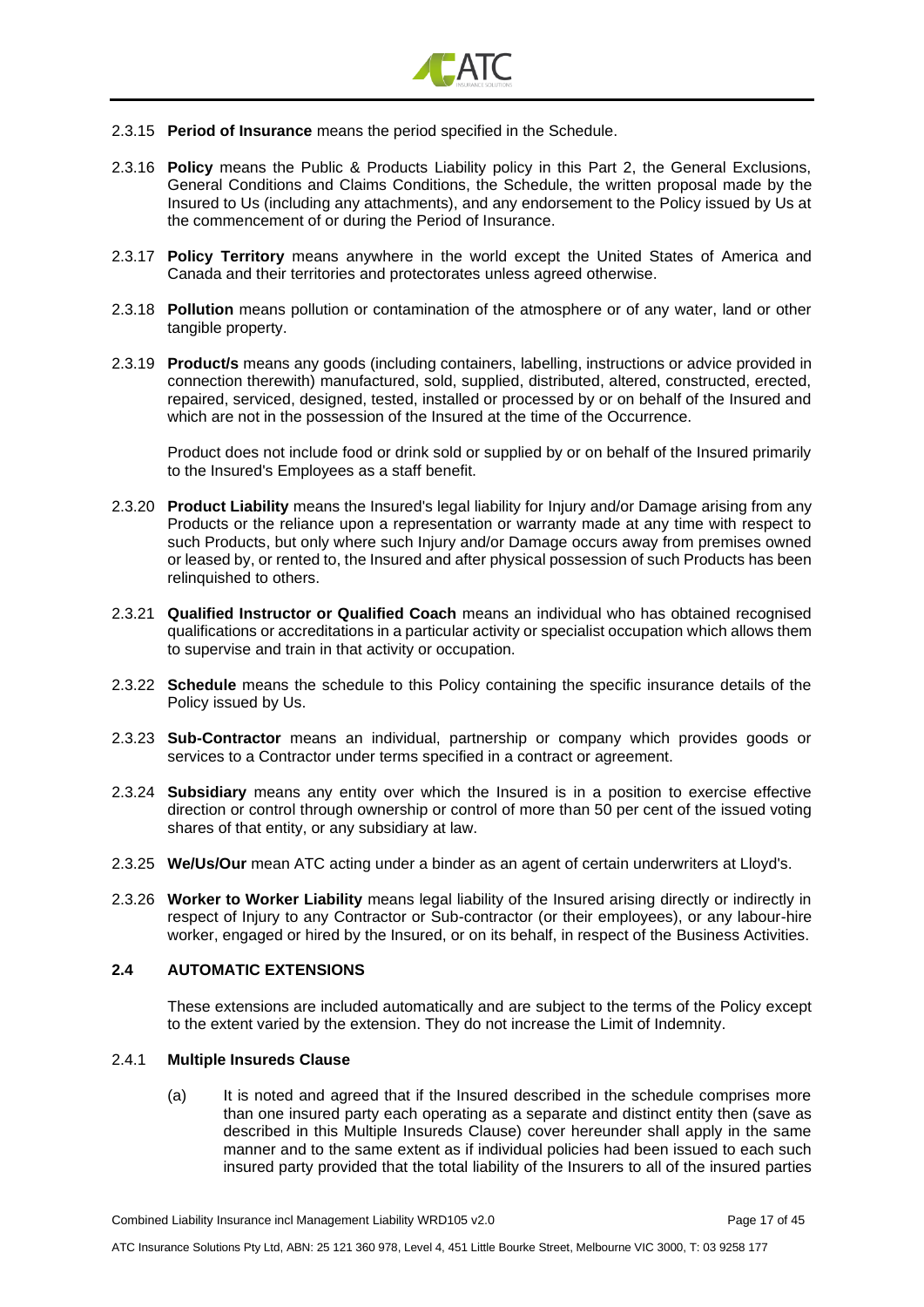2.3.15 **Period of Insurance** means the period specified in the Schedule.

2.3.16 **Policy** means the Public & Products Liability policy in this Part 2, the General Exclusions, General Conditions and Claims Conditions, the Schedule, the written proposal made by the Insured to Us (including any attachments), and any endorsement to the Policy issued by Us at the commencement of or during the Period of Insurance.

2.3.17 **Policy Territory** means anywhere in the world except the United States of America and Canada and their territories and protectorates unless agreed otherwise.

2.3.18 **Pollution** means pollution or contamination of the atmosphere or of any water, land or other tangible property.

2.3.19 **Product/s** means any goods (including containers, labelling, instructions or advice provided in connection therewith) manufactured, sold, supplied, distributed, altered, constructed, erected, repaired, serviced, designed, tested, installed or processed by or on behalf of the Insured and which are not in the possession of the Insured at the time of the Occurrence.

Product does not include food or drink sold or supplied by or on behalf of the Insured primarily to the Insured's Employees as a staff benefit.

2.3.20 **Product Liability** means the Insured's legal liability for Injury and/or Damage arising from any Products or the reliance upon a representation or warranty made at any time with respect to such Products, but only where such Injury and/or Damage occurs away from premises owned or leased by, or rented to, the Insured and after physical possession of such Products has been relinquished to others.

2.3.21 **Qualified Instructor or Qualified Coach** means an individual who has obtained recognised qualifications or accreditations in a particular activity or specialist occupation which allows them to supervise and train in that activity or occupation.

2.3.22 **Schedule** means the schedule to this Policy containing the specific insurance details of the Policy issued by Us.

2.3.23 **Sub-Contractor** means an individual, partnership or company which provides goods or services to a Contractor under terms specified in a contract or agreement.

2.3.24 **Subsidiary** means any entity over which the Insured is in a position to exercise effective direction or control through ownership or control of more than 50 per cent of the issued voting shares of that entity, or any subsidiary at law.

2.3.25 **We/Us/Our** mean ATC acting under a binder as an agent of certain underwriters at Lloyd's.

2.3.26 **Worker to Worker Liability** means legal liability of the Insured arising directly or indirectly in respect of Injury to any Contractor or Sub-contractor (or their employees), or any labour-hire worker, engaged or hired by the Insured, or on its behalf, in respect of the Business Activities.

## 2.4 AUTOMATIC EXTENSIONS

These extensions are included automatically and are subject to the terms of the Policy except to the extent varied by the extension. They do not increase the Limit of Indemnity.

### 2.4.1 Multiple Insureds Clause

(a) It is noted and agreed that if the Insured described in the schedule comprises more than one insured party each operating as a separate and distinct entity then (save as described in this Multiple Insureds Clause) cover hereunder shall apply in the same manner and to the same extent as if individual policies had been issued to each such insured party provided that the total liability of the Insurers to all of the insured parties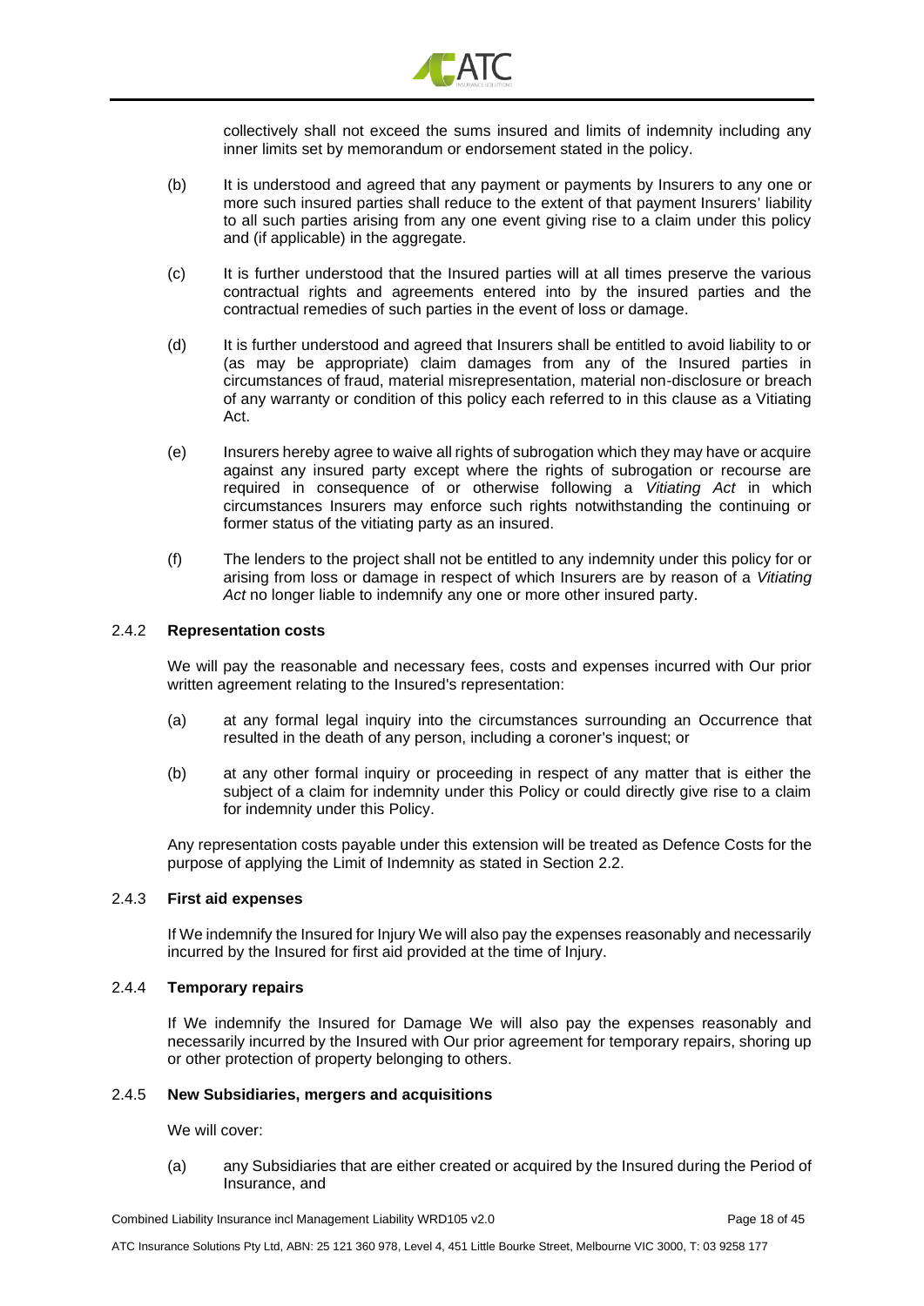collectively shall not exceed the sums insured and limits of indemnity including any inner limits set by memorandum or endorsement stated in the policy.

(b) It is understood and agreed that any payment or payments by Insurers to any one or more such insured parties shall reduce to the extent of that payment Insurers' liability to all such parties arising from any one event giving rise to a claim under this policy and (if applicable) in the aggregate.

(c) It is further understood that the Insured parties will at all times preserve the various contractual rights and agreements entered into by the insured parties and the contractual remedies of such parties in the event of loss or damage.

(d) It is further understood and agreed that Insurers shall be entitled to avoid liability to or (as may be appropriate) claim damages from any of the Insured parties in circumstances of fraud, material misrepresentation, material non-disclosure or breach of any warranty or condition of this policy each referred to in this clause as a Vitiating Act.

(e) Insurers hereby agree to waive all rights of subrogation which they may have or acquire against any insured party except where the rights of subrogation or recourse are required in consequence of or otherwise following a *Vitiating Act* in which circumstances Insurers may enforce such rights notwithstanding the continuing or former status of the vitiating party as an insured.

(f) The lenders to the project shall not be entitled to any indemnity under this policy for or arising from loss or damage in respect of which Insurers are by reason of a *Vitiating Act* no longer liable to indemnify any one or more other insured party.

### 2.4.2 Representation costs

We will pay the reasonable and necessary fees, costs and expenses incurred with Our prior written agreement relating to the Insured's representation:

(a) at any formal legal inquiry into the circumstances surrounding an Occurrence that resulted in the death of any person, including a coroner's inquest; or

(b) at any other formal inquiry or proceeding in respect of any matter that is either the subject of a claim for indemnity under this Policy or could directly give rise to a claim for indemnity under this Policy.

Any representation costs payable under this extension will be treated as Defence Costs for the purpose of applying the Limit of Indemnity as stated in Section 2.2.

### 2.4.3 First aid expenses

If We indemnify the Insured for Injury We will also pay the expenses reasonably and necessarily incurred by the Insured for first aid provided at the time of Injury.

### 2.4.4 Temporary repairs

If We indemnify the Insured for Damage We will also pay the expenses reasonably and necessarily incurred by the Insured with Our prior agreement for temporary repairs, shoring up or other protection of property belonging to others.

### 2.4.5 New Subsidiaries, mergers and acquisitions

We will cover:

(a) any Subsidiaries that are either created or acquired by the Insured during the Period of Insurance, and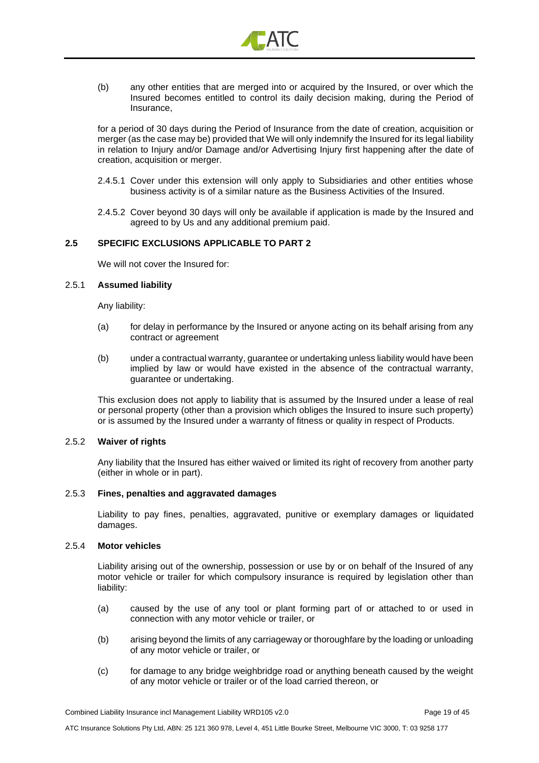(b) any other entities that are merged into or acquired by the Insured, or over which the Insured becomes entitled to control its daily decision making, during the Period of Insurance,

for a period of 30 days during the Period of Insurance from the date of creation, acquisition or merger (as the case may be) provided that We will only indemnify the Insured for its legal liability in relation to Injury and/or Damage and/or Advertising Injury first happening after the date of creation, acquisition or merger.

2.4.5.1 Cover under this extension will only apply to Subsidiaries and other entities whose business activity is of a similar nature as the Business Activities of the Insured.

2.4.5.2 Cover beyond 30 days will only be available if application is made by the Insured and agreed to by Us and any additional premium paid.

### 2.5 SPECIFIC EXCLUSIONS APPLICABLE TO PART 2

We will not cover the Insured for:

#### 2.5.1 Assumed liability

Any liability:

(a) for delay in performance by the Insured or anyone acting on its behalf arising from any contract or agreement

(b) under a contractual warranty, guarantee or undertaking unless liability would have been implied by law or would have existed in the absence of the contractual warranty, guarantee or undertaking.

This exclusion does not apply to liability that is assumed by the Insured under a lease of real or personal property (other than a provision which obliges the Insured to insure such property) or is assumed by the Insured under a warranty of fitness or quality in respect of Products.

#### 2.5.2 Waiver of rights

Any liability that the Insured has either waived or limited its right of recovery from another party (either in whole or in part).

#### 2.5.3 Fines, penalties and aggravated damages

Liability to pay fines, penalties, aggravated, punitive or exemplary damages or liquidated damages.

#### 2.5.4 Motor vehicles

Liability arising out of the ownership, possession or use by or on behalf of the Insured of any motor vehicle or trailer for which compulsory insurance is required by legislation other than liability:

(a) caused by the use of any tool or plant forming part of or attached to or used in connection with any motor vehicle or trailer, or

(b) arising beyond the limits of any carriageway or thoroughfare by the loading or unloading of any motor vehicle or trailer, or

(c) for damage to any bridge weighbridge road or anything beneath caused by the weight of any motor vehicle or trailer or of the load carried thereon, or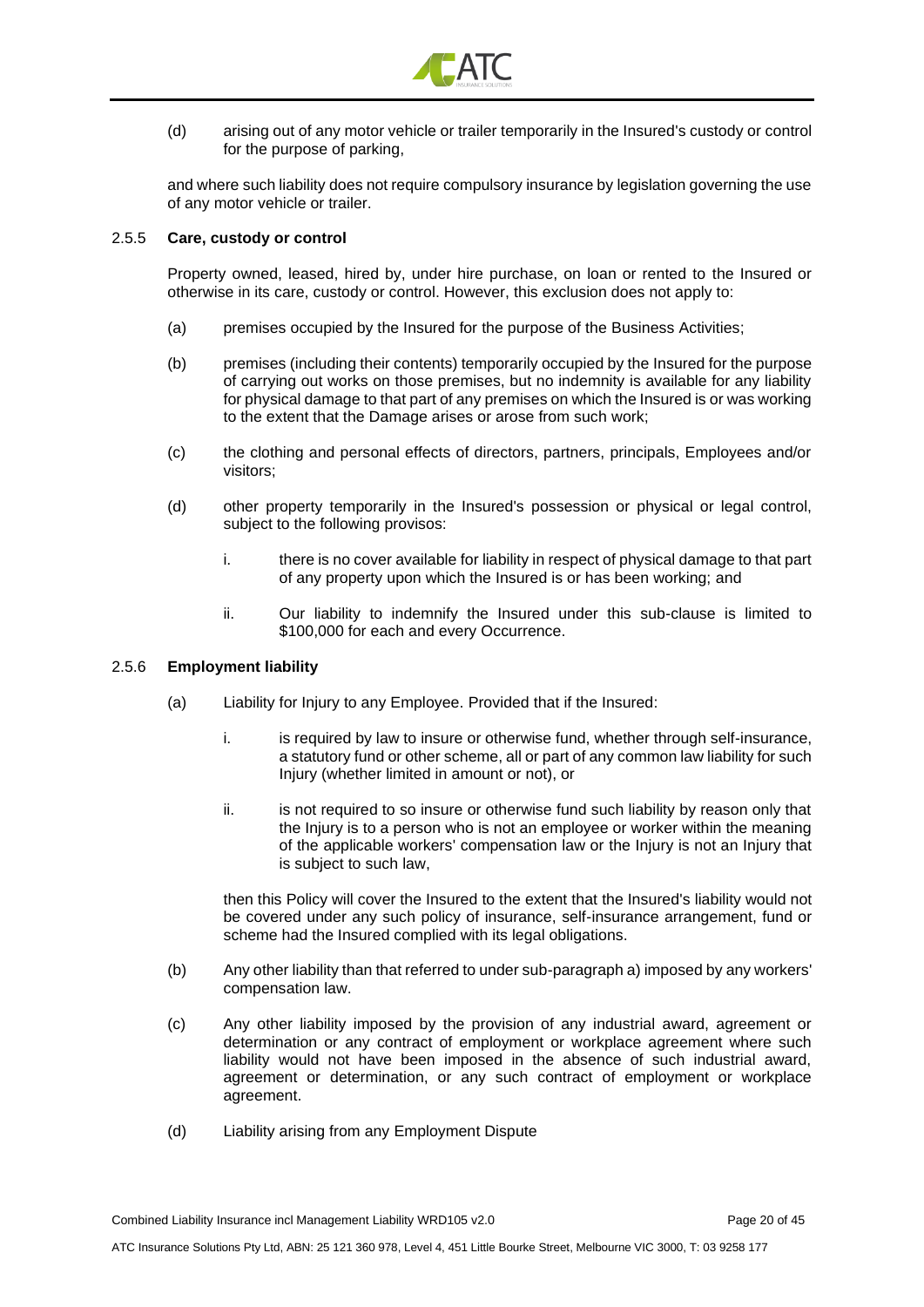(d) arising out of any motor vehicle or trailer temporarily in the Insured's custody or control for the purpose of parking,

and where such liability does not require compulsory insurance by legislation governing the use of any motor vehicle or trailer.

2.5.5 **Care, custody or control**

Property owned, leased, hired by, under hire purchase, on loan or rented to the Insured or otherwise in its care, custody or control. However, this exclusion does not apply to:

(a) premises occupied by the Insured for the purpose of the Business Activities;

(b) premises (including their contents) temporarily occupied by the Insured for the purpose of carrying out works on those premises, but no indemnity is available for any liability for physical damage to that part of any premises on which the Insured is or was working to the extent that the Damage arises or arose from such work;

(c) the clothing and personal effects of directors, partners, principals, Employees and/or visitors;

(d) other property temporarily in the Insured's possession or physical or legal control, subject to the following provisos:

i. there is no cover available for liability in respect of physical damage to that part of any property upon which the Insured is or has been working; and

ii. Our liability to indemnify the Insured under this sub-clause is limited to $100,000 for each and every Occurrence.

2.5.6 **Employment liability**

(a) Liability for Injury to any Employee. Provided that if the Insured:

i. is required by law to insure or otherwise fund, whether through self-insurance, a statutory fund or other scheme, all or part of any common law liability for such Injury (whether limited in amount or not), or

ii. is not required to so insure or otherwise fund such liability by reason only that the Injury is to a person who is not an employee or worker within the meaning of the applicable workers' compensation law or the Injury is not an Injury that is subject to such law,

then this Policy will cover the Insured to the extent that the Insured's liability would not be covered under any such policy of insurance, self-insurance arrangement, fund or scheme had the Insured complied with its legal obligations.

(b) Any other liability than that referred to under sub-paragraph a) imposed by any workers' compensation law.

(c) Any other liability imposed by the provision of any industrial award, agreement or determination or any contract of employment or workplace agreement where such liability would not have been imposed in the absence of such industrial award, agreement or determination, or any such contract of employment or workplace agreement.

(d) Liability arising from any Employment Dispute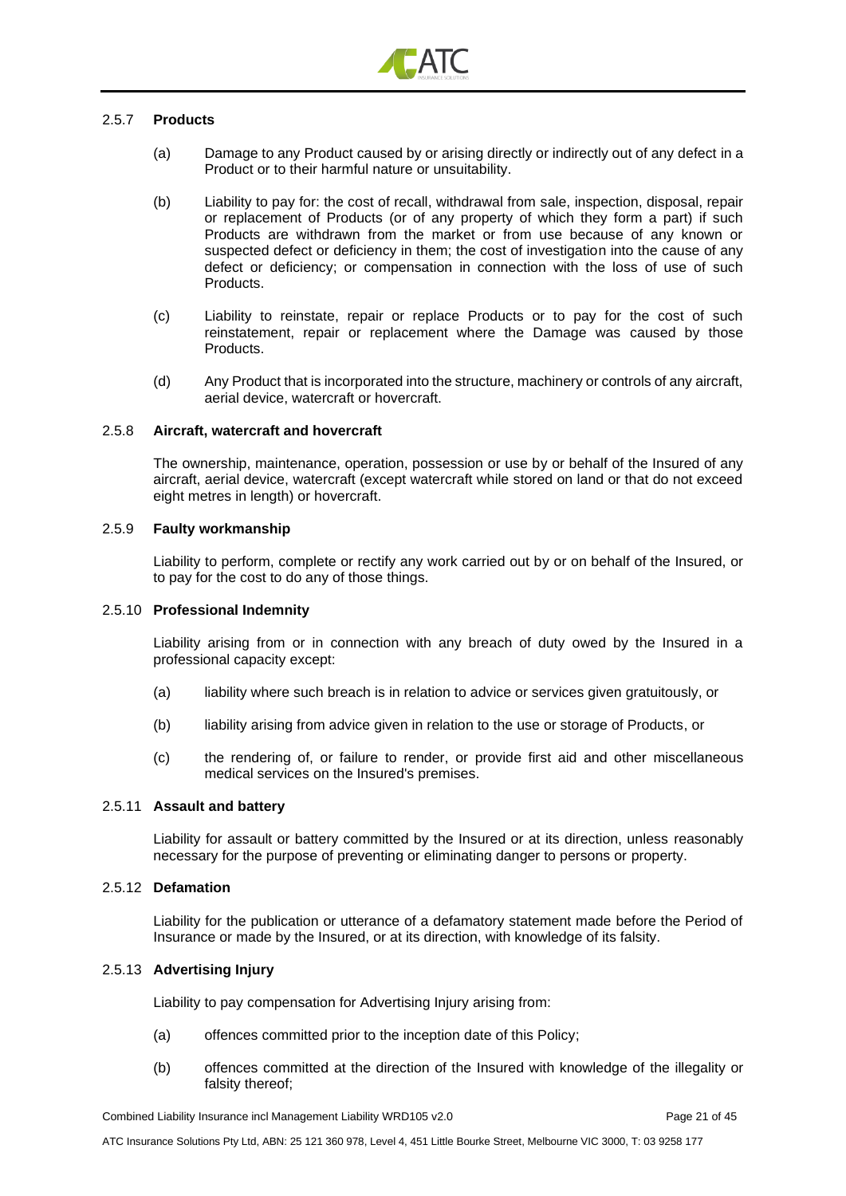### 2.5.7 **Products**

(a) Damage to any Product caused by or arising directly or indirectly out of any defect in a Product or to their harmful nature or unsuitability.

(b) Liability to pay for: the cost of recall, withdrawal from sale, inspection, disposal, repair or replacement of Products (or of any property of which they form a part) if such Products are withdrawn from the market or from use because of any known or suspected defect or deficiency in them; the cost of investigation into the cause of any defect or deficiency; or compensation in connection with the loss of use of such Products.

(c) Liability to reinstate, repair or replace Products or to pay for the cost of such reinstatement, repair or replacement where the Damage was caused by those Products.

(d) Any Product that is incorporated into the structure, machinery or controls of any aircraft, aerial device, watercraft or hovercraft.

### 2.5.8 **Aircraft, watercraft and hovercraft**

The ownership, maintenance, operation, possession or use by or behalf of the Insured of any aircraft, aerial device, watercraft (except watercraft while stored on land or that do not exceed eight metres in length) or hovercraft.

### 2.5.9 **Faulty workmanship**

Liability to perform, complete or rectify any work carried out by or on behalf of the Insured, or to pay for the cost to do any of those things.

### 2.5.10 **Professional Indemnity**

Liability arising from or in connection with any breach of duty owed by the Insured in a professional capacity except:

(a) liability where such breach is in relation to advice or services given gratuitously, or

(b) liability arising from advice given in relation to the use or storage of Products, or

(c) the rendering of, or failure to render, or provide first aid and other miscellaneous medical services on the Insured's premises.

### 2.5.11 **Assault and battery**

Liability for assault or battery committed by the Insured or at its direction, unless reasonably necessary for the purpose of preventing or eliminating danger to persons or property.

### 2.5.12 **Defamation**

Liability for the publication or utterance of a defamatory statement made before the Period of Insurance or made by the Insured, or at its direction, with knowledge of its falsity.

### 2.5.13 **Advertising Injury**

Liability to pay compensation for Advertising Injury arising from:

(a) offences committed prior to the inception date of this Policy;

(b) offences committed at the direction of the Insured with knowledge of the illegality or falsity thereof;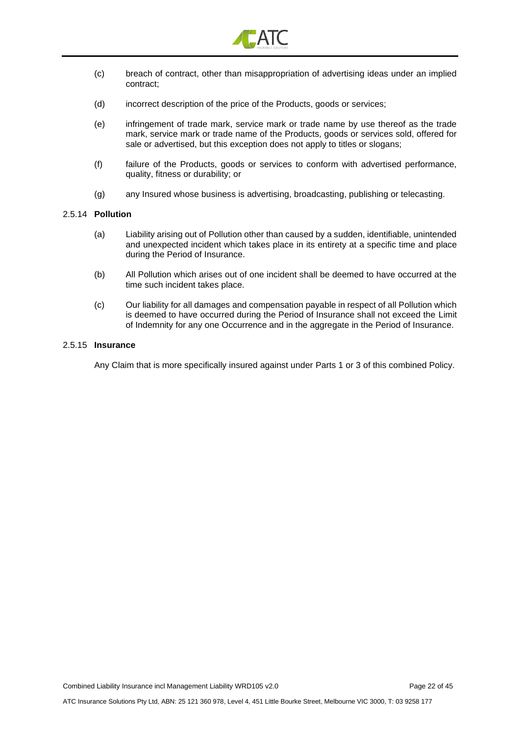(c) breach of contract, other than misappropriation of advertising ideas under an implied contract;

(d) incorrect description of the price of the Products, goods or services;

(e) infringement of trade mark, service mark or trade name by use thereof as the trade mark, service mark or trade name of the Products, goods or services sold, offered for sale or advertised, but this exception does not apply to titles or slogans;

(f) failure of the Products, goods or services to conform with advertised performance, quality, fitness or durability; or

(g) any Insured whose business is advertising, broadcasting, publishing or telecasting.

#### 2.5.14 **Pollution**

(a) Liability arising out of Pollution other than caused by a sudden, identifiable, unintended and unexpected incident which takes place in its entirety at a specific time and place during the Period of Insurance.

(b) All Pollution which arises out of one incident shall be deemed to have occurred at the time such incident takes place.

(c) Our liability for all damages and compensation payable in respect of all Pollution which is deemed to have occurred during the Period of Insurance shall not exceed the Limit of Indemnity for any one Occurrence and in the aggregate in the Period of Insurance.

#### 2.5.15 **Insurance**

Any Claim that is more specifically insured against under Parts 1 or 3 of this combined Policy.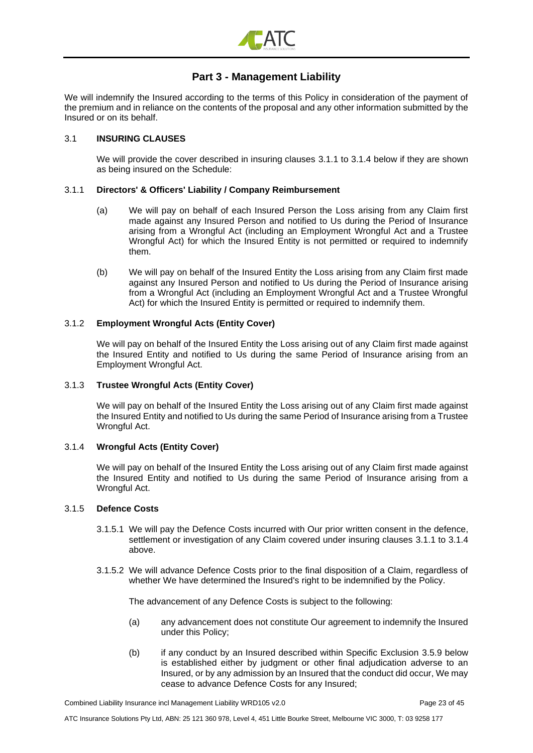## Part 3 - Management Liability

We will indemnify the Insured according to the terms of this Policy in consideration of the payment of the premium and in reliance on the contents of the proposal and any other information submitted by the Insured or on its behalf.

### 3.1 INSURING CLAUSES

We will provide the cover described in insuring clauses 3.1.1 to 3.1.4 below if they are shown as being insured on the Schedule:

#### 3.1.1 Directors' & Officers' Liability / Company Reimbursement

(a) We will pay on behalf of each Insured Person the Loss arising from any Claim first made against any Insured Person and notified to Us during the Period of Insurance arising from a Wrongful Act (including an Employment Wrongful Act and a Trustee Wrongful Act) for which the Insured Entity is not permitted or required to indemnify them.

(b) We will pay on behalf of the Insured Entity the Loss arising from any Claim first made against any Insured Person and notified to Us during the Period of Insurance arising from a Wrongful Act (including an Employment Wrongful Act and a Trustee Wrongful Act) for which the Insured Entity is permitted or required to indemnify them.

#### 3.1.2 Employment Wrongful Acts (Entity Cover)

We will pay on behalf of the Insured Entity the Loss arising out of any Claim first made against the Insured Entity and notified to Us during the same Period of Insurance arising from an Employment Wrongful Act.

#### 3.1.3 Trustee Wrongful Acts (Entity Cover)

We will pay on behalf of the Insured Entity the Loss arising out of any Claim first made against the Insured Entity and notified to Us during the same Period of Insurance arising from a Trustee Wrongful Act.

#### 3.1.4 Wrongful Acts (Entity Cover)

We will pay on behalf of the Insured Entity the Loss arising out of any Claim first made against the Insured Entity and notified to Us during the same Period of Insurance arising from a Wrongful Act.

#### 3.1.5 Defence Costs

3.1.5.1 We will pay the Defence Costs incurred with Our prior written consent in the defence, settlement or investigation of any Claim covered under insuring clauses 3.1.1 to 3.1.4 above.

3.1.5.2 We will advance Defence Costs prior to the final disposition of a Claim, regardless of whether We have determined the Insured's right to be indemnified by the Policy.

The advancement of any Defence Costs is subject to the following:

(a) any advancement does not constitute Our agreement to indemnify the Insured under this Policy;

(b) if any conduct by an Insured described within Specific Exclusion 3.5.9 below is established either by judgment or other final adjudication adverse to an Insured, or by any admission by an Insured that the conduct did occur, We may cease to advance Defence Costs for any Insured;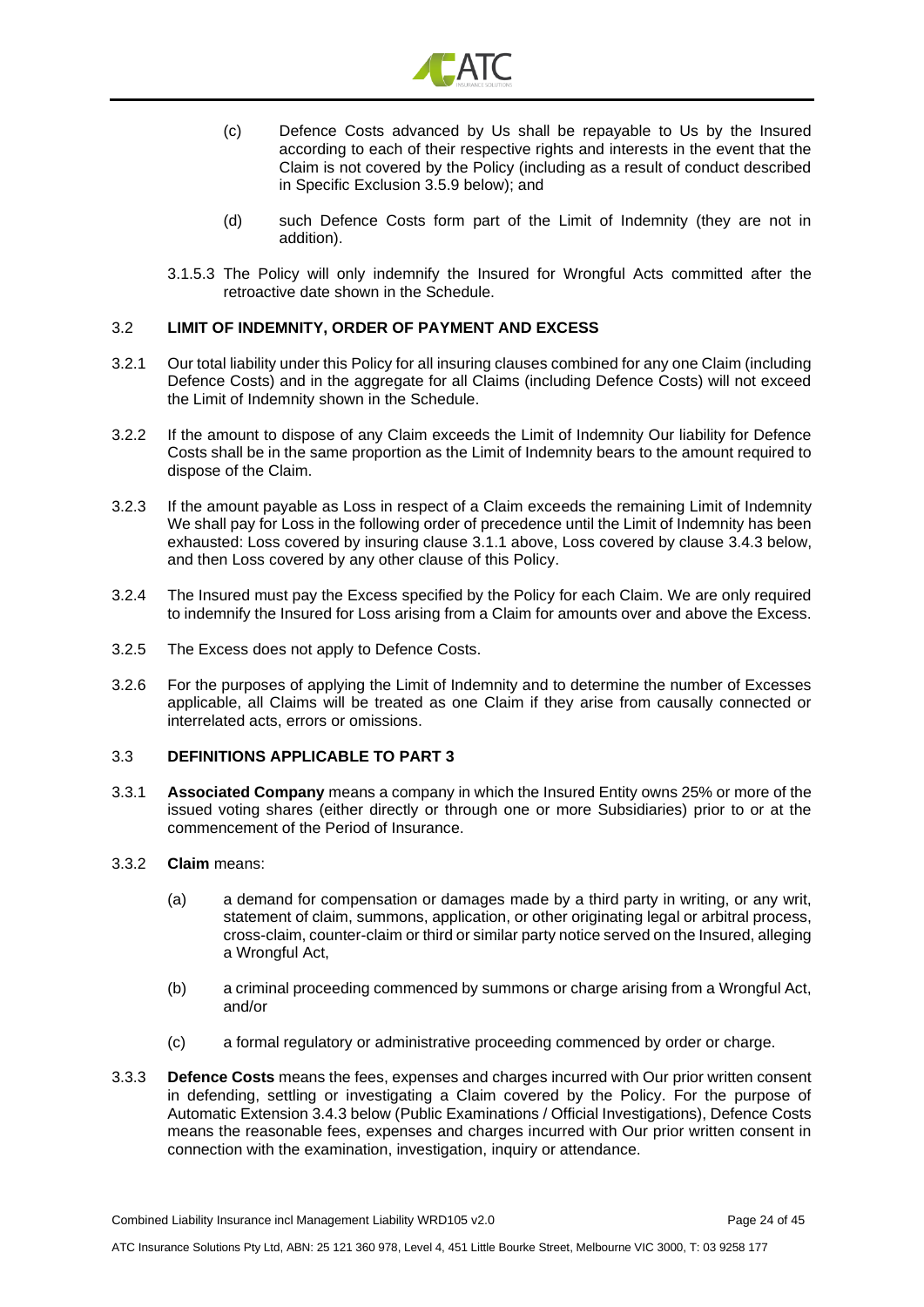(c) Defence Costs advanced by Us shall be repayable to Us by the Insured according to each of their respective rights and interests in the event that the Claim is not covered by the Policy (including as a result of conduct described in Specific Exclusion 3.5.9 below); and

(d) such Defence Costs form part of the Limit of Indemnity (they are not in addition).

3.1.5.3 The Policy will only indemnify the Insured for Wrongful Acts committed after the retroactive date shown in the Schedule.

## 3.2 LIMIT OF INDEMNITY, ORDER OF PAYMENT AND EXCESS

3.2.1 Our total liability under this Policy for all insuring clauses combined for any one Claim (including Defence Costs) and in the aggregate for all Claims (including Defence Costs) will not exceed the Limit of Indemnity shown in the Schedule.

3.2.2 If the amount to dispose of any Claim exceeds the Limit of Indemnity Our liability for Defence Costs shall be in the same proportion as the Limit of Indemnity bears to the amount required to dispose of the Claim.

3.2.3 If the amount payable as Loss in respect of a Claim exceeds the remaining Limit of Indemnity We shall pay for Loss in the following order of precedence until the Limit of Indemnity has been exhausted: Loss covered by insuring clause 3.1.1 above, Loss covered by clause 3.4.3 below, and then Loss covered by any other clause of this Policy.

3.2.4 The Insured must pay the Excess specified by the Policy for each Claim. We are only required to indemnify the Insured for Loss arising from a Claim for amounts over and above the Excess.

3.2.5 The Excess does not apply to Defence Costs.

3.2.6 For the purposes of applying the Limit of Indemnity and to determine the number of Excesses applicable, all Claims will be treated as one Claim if they arise from causally connected or interrelated acts, errors or omissions.

## 3.3 DEFINITIONS APPLICABLE TO PART 3

3.3.1 **Associated Company** means a company in which the Insured Entity owns 25% or more of the issued voting shares (either directly or through one or more Subsidiaries) prior to or at the commencement of the Period of Insurance.

3.3.2 **Claim** means:

(a) a demand for compensation or damages made by a third party in writing, or any writ, statement of claim, summons, application, or other originating legal or arbitral process, cross-claim, counter-claim or third or similar party notice served on the Insured, alleging a Wrongful Act,

(b) a criminal proceeding commenced by summons or charge arising from a Wrongful Act, and/or

(c) a formal regulatory or administrative proceeding commenced by order or charge.

3.3.3 **Defence Costs** means the fees, expenses and charges incurred with Our prior written consent in defending, settling or investigating a Claim covered by the Policy. For the purpose of Automatic Extension 3.4.3 below (Public Examinations / Official Investigations), Defence Costs means the reasonable fees, expenses and charges incurred with Our prior written consent in connection with the examination, investigation, inquiry or attendance.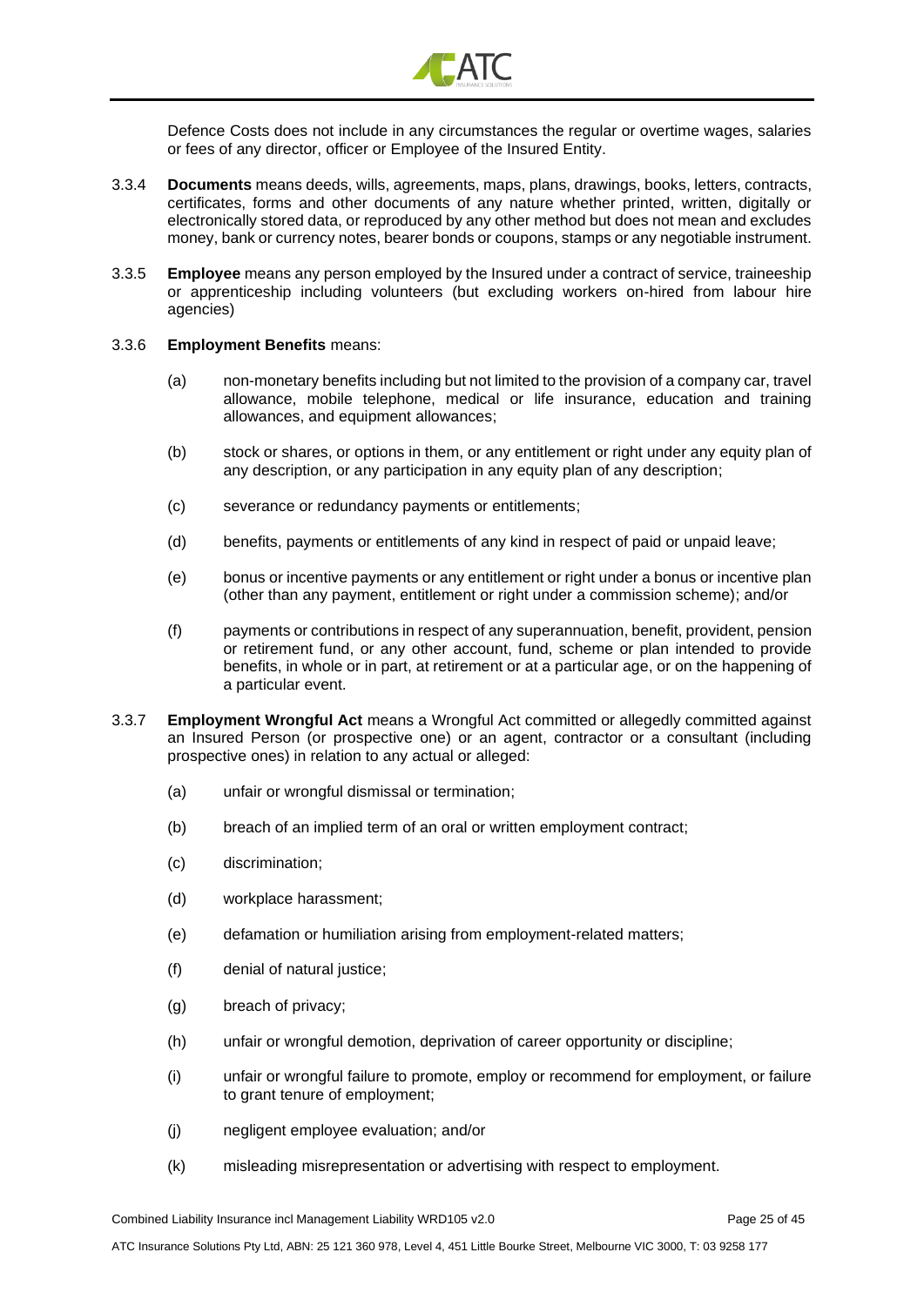Defence Costs does not include in any circumstances the regular or overtime wages, salaries or fees of any director, officer or Employee of the Insured Entity.

3.3.4 **Documents** means deeds, wills, agreements, maps, plans, drawings, books, letters, contracts, certificates, forms and other documents of any nature whether printed, written, digitally or electronically stored data, or reproduced by any other method but does not mean and excludes money, bank or currency notes, bearer bonds or coupons, stamps or any negotiable instrument.

3.3.5 **Employee** means any person employed by the Insured under a contract of service, traineeship or apprenticeship including volunteers (but excluding workers on-hired from labour hire agencies)

3.3.6 **Employment Benefits** means:

(a) non-monetary benefits including but not limited to the provision of a company car, travel allowance, mobile telephone, medical or life insurance, education and training allowances, and equipment allowances;

(b) stock or shares, or options in them, or any entitlement or right under any equity plan of any description, or any participation in any equity plan of any description;

(c) severance or redundancy payments or entitlements;

(d) benefits, payments or entitlements of any kind in respect of paid or unpaid leave;

(e) bonus or incentive payments or any entitlement or right under a bonus or incentive plan (other than any payment, entitlement or right under a commission scheme); and/or

(f) payments or contributions in respect of any superannuation, benefit, provident, pension or retirement fund, or any other account, fund, scheme or plan intended to provide benefits, in whole or in part, at retirement or at a particular age, or on the happening of a particular event.

3.3.7 **Employment Wrongful Act** means a Wrongful Act committed or allegedly committed against an Insured Person (or prospective one) or an agent, contractor or a consultant (including prospective ones) in relation to any actual or alleged:

(a) unfair or wrongful dismissal or termination;

(b) breach of an implied term of an oral or written employment contract;

(c) discrimination;

(d) workplace harassment;

(e) defamation or humiliation arising from employment-related matters;

(f) denial of natural justice;

(g) breach of privacy;

(h) unfair or wrongful demotion, deprivation of career opportunity or discipline;

(i) unfair or wrongful failure to promote, employ or recommend for employment, or failure to grant tenure of employment;

(j) negligent employee evaluation; and/or

(k) misleading misrepresentation or advertising with respect to employment.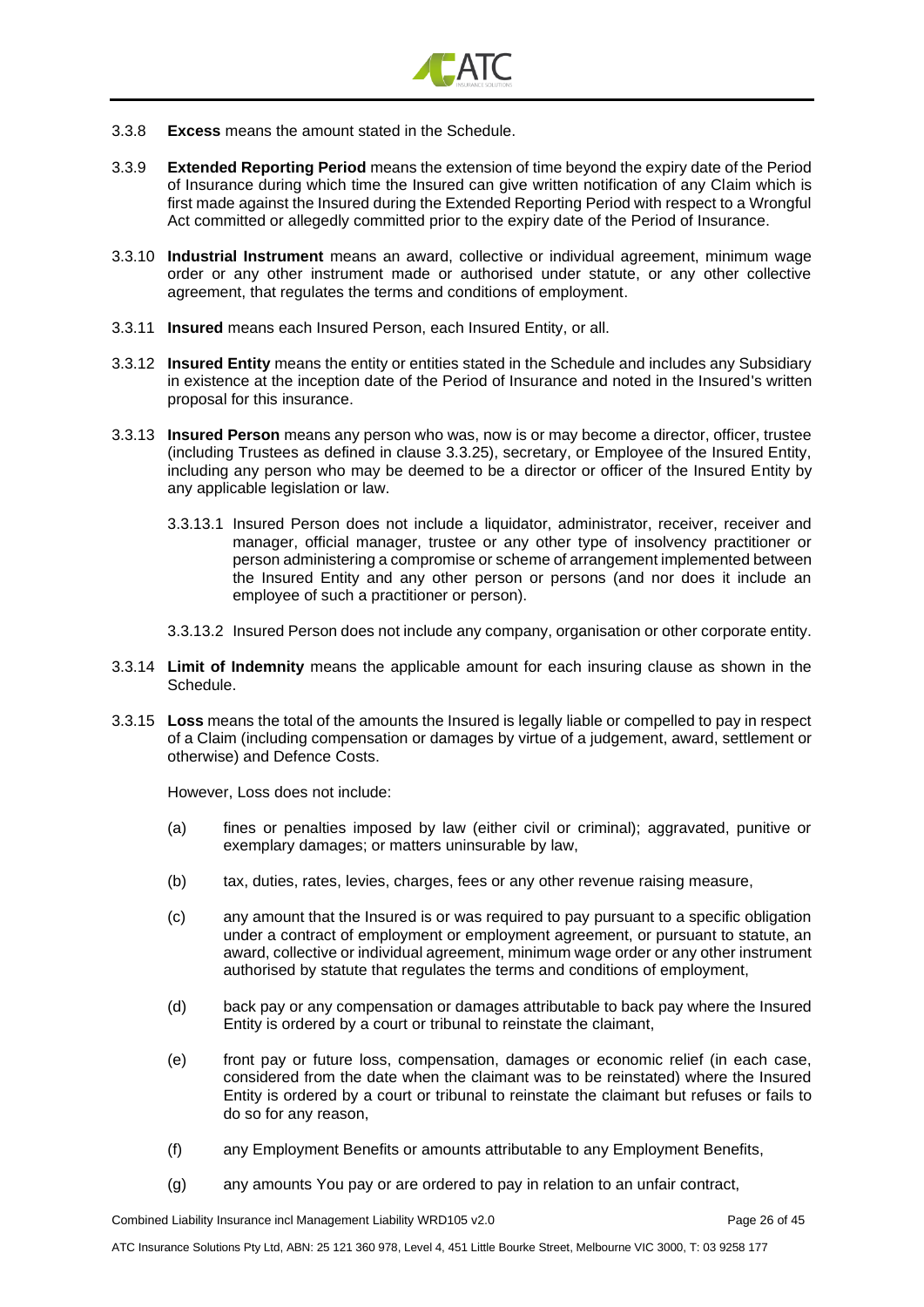3.3.8 **Excess** means the amount stated in the Schedule.

3.3.9 **Extended Reporting Period** means the extension of time beyond the expiry date of the Period of Insurance during which time the Insured can give written notification of any Claim which is first made against the Insured during the Extended Reporting Period with respect to a Wrongful Act committed or allegedly committed prior to the expiry date of the Period of Insurance.

3.3.10 **Industrial Instrument** means an award, collective or individual agreement, minimum wage order or any other instrument made or authorised under statute, or any other collective agreement, that regulates the terms and conditions of employment.

3.3.11 **Insured** means each Insured Person, each Insured Entity, or all.

3.3.12 **Insured Entity** means the entity or entities stated in the Schedule and includes any Subsidiary in existence at the inception date of the Period of Insurance and noted in the Insured's written proposal for this insurance.

3.3.13 **Insured Person** means any person who was, now is or may become a director, officer, trustee (including Trustees as defined in clause 3.3.25), secretary, or Employee of the Insured Entity, including any person who may be deemed to be a director or officer of the Insured Entity by any applicable legislation or law.

3.3.13.1 Insured Person does not include a liquidator, administrator, receiver, receiver and manager, official manager, trustee or any other type of insolvency practitioner or person administering a compromise or scheme of arrangement implemented between the Insured Entity and any other person or persons (and nor does it include an employee of such a practitioner or person).

3.3.13.2 Insured Person does not include any company, organisation or other corporate entity.

3.3.14 **Limit of Indemnity** means the applicable amount for each insuring clause as shown in the Schedule.

3.3.15 **Loss** means the total of the amounts the Insured is legally liable or compelled to pay in respect of a Claim (including compensation or damages by virtue of a judgement, award, settlement or otherwise) and Defence Costs.

However, Loss does not include:

(a) fines or penalties imposed by law (either civil or criminal); aggravated, punitive or exemplary damages; or matters uninsurable by law,

(b) tax, duties, rates, levies, charges, fees or any other revenue raising measure,

(c) any amount that the Insured is or was required to pay pursuant to a specific obligation under a contract of employment or employment agreement, or pursuant to statute, an award, collective or individual agreement, minimum wage order or any other instrument authorised by statute that regulates the terms and conditions of employment,

(d) back pay or any compensation or damages attributable to back pay where the Insured Entity is ordered by a court or tribunal to reinstate the claimant,

(e) front pay or future loss, compensation, damages or economic relief (in each case, considered from the date when the claimant was to be reinstated) where the Insured Entity is ordered by a court or tribunal to reinstate the claimant but refuses or fails to do so for any reason,

(f) any Employment Benefits or amounts attributable to any Employment Benefits,

(g) any amounts You pay or are ordered to pay in relation to an unfair contract,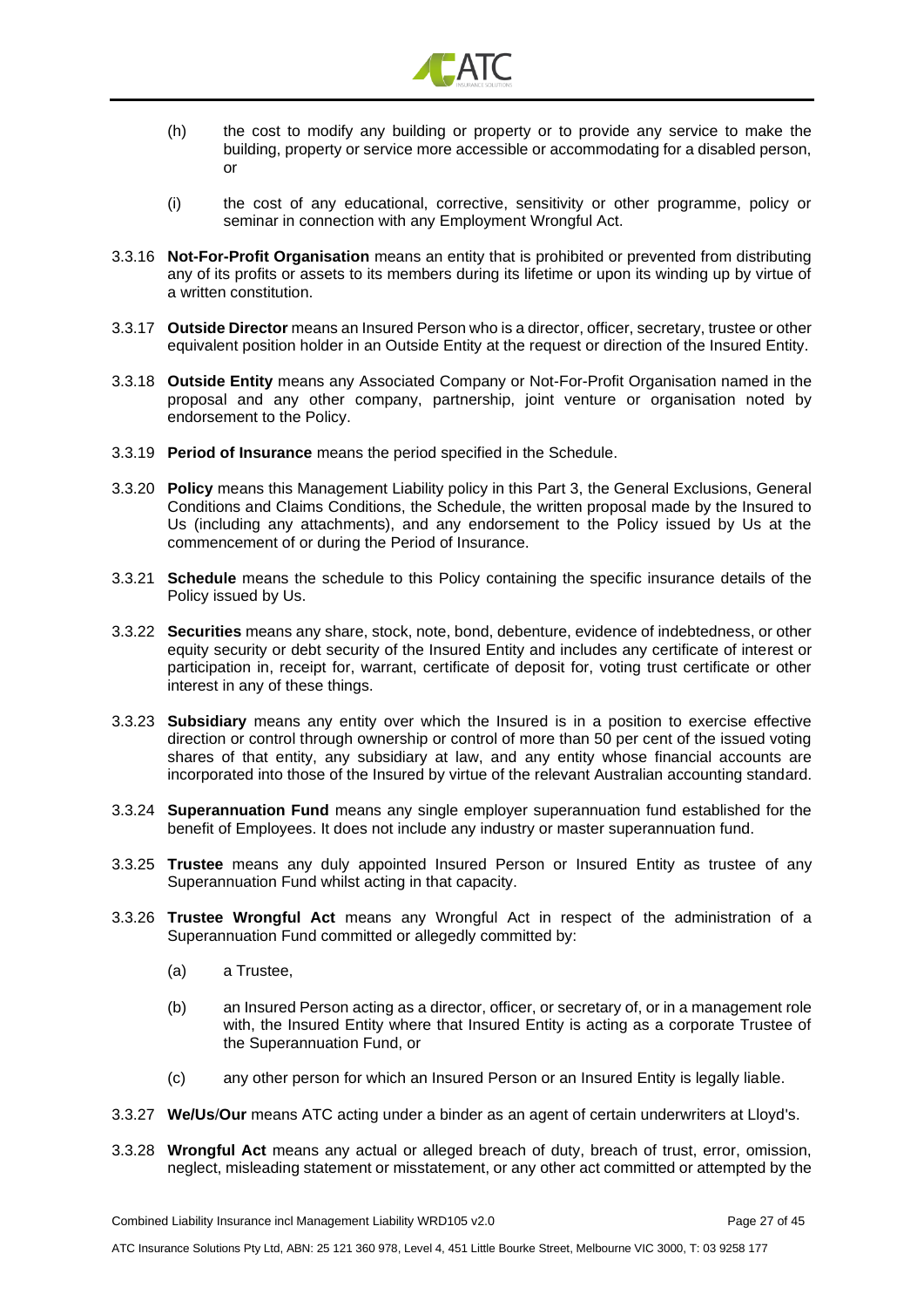(h) the cost to modify any building or property or to provide any service to make the building, property or service more accessible or accommodating for a disabled person, or

(i) the cost of any educational, corrective, sensitivity or other programme, policy or seminar in connection with any Employment Wrongful Act.

3.3.16 **Not-For-Profit Organisation** means an entity that is prohibited or prevented from distributing any of its profits or assets to its members during its lifetime or upon its winding up by virtue of a written constitution.

3.3.17 **Outside Director** means an Insured Person who is a director, officer, secretary, trustee or other equivalent position holder in an Outside Entity at the request or direction of the Insured Entity.

3.3.18 **Outside Entity** means any Associated Company or Not-For-Profit Organisation named in the proposal and any other company, partnership, joint venture or organisation noted by endorsement to the Policy.

3.3.19 **Period of Insurance** means the period specified in the Schedule.

3.3.20 **Policy** means this Management Liability policy in this Part 3, the General Exclusions, General Conditions and Claims Conditions, the Schedule, the written proposal made by the Insured to Us (including any attachments), and any endorsement to the Policy issued by Us at the commencement of or during the Period of Insurance.

3.3.21 **Schedule** means the schedule to this Policy containing the specific insurance details of the Policy issued by Us.

3.3.22 **Securities** means any share, stock, note, bond, debenture, evidence of indebtedness, or other equity security or debt security of the Insured Entity and includes any certificate of interest or participation in, receipt for, warrant, certificate of deposit for, voting trust certificate or other interest in any of these things.

3.3.23 **Subsidiary** means any entity over which the Insured is in a position to exercise effective direction or control through ownership or control of more than 50 per cent of the issued voting shares of that entity, any subsidiary at law, and any entity whose financial accounts are incorporated into those of the Insured by virtue of the relevant Australian accounting standard.

3.3.24 **Superannuation Fund** means any single employer superannuation fund established for the benefit of Employees. It does not include any industry or master superannuation fund.

3.3.25 **Trustee** means any duly appointed Insured Person or Insured Entity as trustee of any Superannuation Fund whilst acting in that capacity.

3.3.26 **Trustee Wrongful Act** means any Wrongful Act in respect of the administration of a Superannuation Fund committed or allegedly committed by:

(a) a Trustee,

(b) an Insured Person acting as a director, officer, or secretary of, or in a management role with, the Insured Entity where that Insured Entity is acting as a corporate Trustee of the Superannuation Fund, or

(c) any other person for which an Insured Person or an Insured Entity is legally liable.

3.3.27 **We/Us/Our** means ATC acting under a binder as an agent of certain underwriters at Lloyd's.

3.3.28 **Wrongful Act** means any actual or alleged breach of duty, breach of trust, error, omission, neglect, misleading statement or misstatement, or any other act committed or attempted by the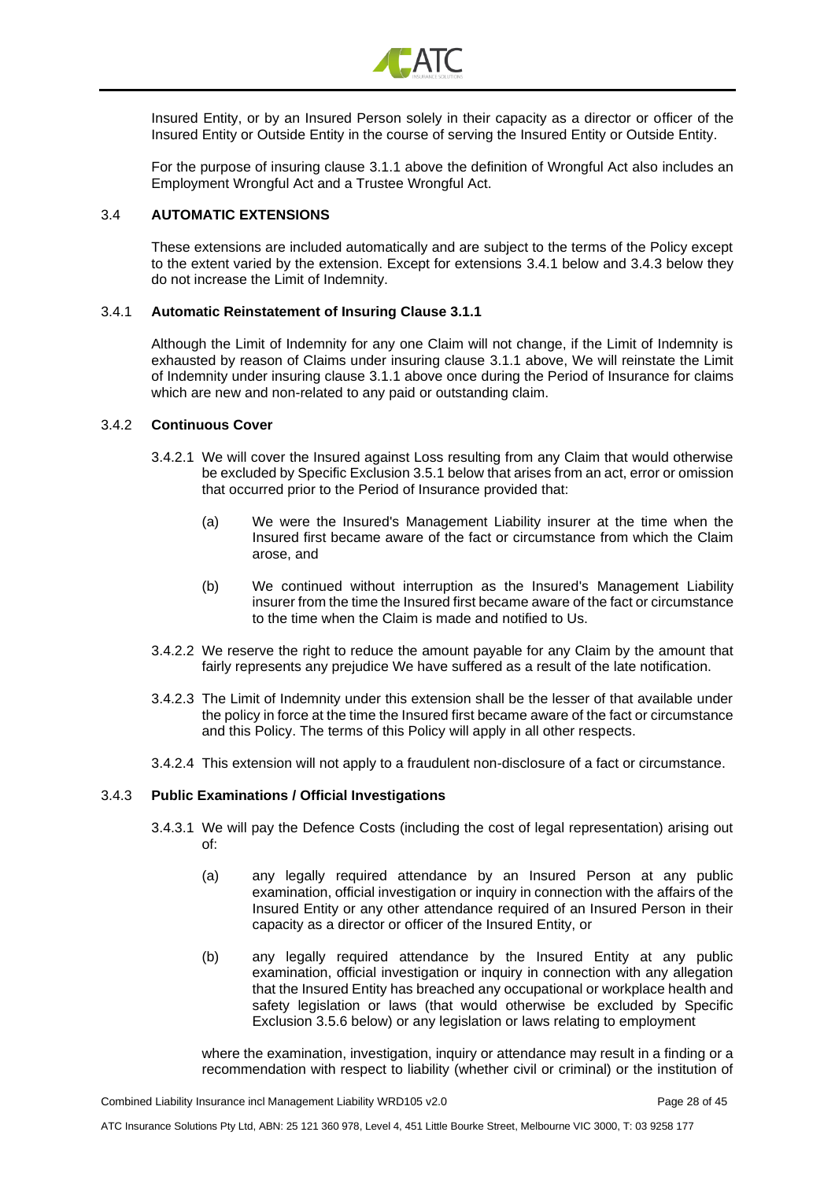Insured Entity, or by an Insured Person solely in their capacity as a director or officer of the Insured Entity or Outside Entity in the course of serving the Insured Entity or Outside Entity.

For the purpose of insuring clause 3.1.1 above the definition of Wrongful Act also includes an Employment Wrongful Act and a Trustee Wrongful Act.

### 3.4 AUTOMATIC EXTENSIONS

These extensions are included automatically and are subject to the terms of the Policy except to the extent varied by the extension. Except for extensions 3.4.1 below and 3.4.3 below they do not increase the Limit of Indemnity.

#### 3.4.1 Automatic Reinstatement of Insuring Clause 3.1.1

Although the Limit of Indemnity for any one Claim will not change, if the Limit of Indemnity is exhausted by reason of Claims under insuring clause 3.1.1 above, We will reinstate the Limit of Indemnity under insuring clause 3.1.1 above once during the Period of Insurance for claims which are new and non-related to any paid or outstanding claim.

#### 3.4.2 Continuous Cover

3.4.2.1 We will cover the Insured against Loss resulting from any Claim that would otherwise be excluded by Specific Exclusion 3.5.1 below that arises from an act, error or omission that occurred prior to the Period of Insurance provided that:

(a) We were the Insured's Management Liability insurer at the time when the Insured first became aware of the fact or circumstance from which the Claim arose, and

(b) We continued without interruption as the Insured's Management Liability insurer from the time the Insured first became aware of the fact or circumstance to the time when the Claim is made and notified to Us.

3.4.2.2 We reserve the right to reduce the amount payable for any Claim by the amount that fairly represents any prejudice We have suffered as a result of the late notification.

3.4.2.3 The Limit of Indemnity under this extension shall be the lesser of that available under the policy in force at the time the Insured first became aware of the fact or circumstance and this Policy. The terms of this Policy will apply in all other respects.

3.4.2.4 This extension will not apply to a fraudulent non-disclosure of a fact or circumstance.

#### 3.4.3 Public Examinations / Official Investigations

3.4.3.1 We will pay the Defence Costs (including the cost of legal representation) arising out of:

(a) any legally required attendance by an Insured Person at any public examination, official investigation or inquiry in connection with the affairs of the Insured Entity or any other attendance required of an Insured Person in their capacity as a director or officer of the Insured Entity, or

(b) any legally required attendance by the Insured Entity at any public examination, official investigation or inquiry in connection with any allegation that the Insured Entity has breached any occupational or workplace health and safety legislation or laws (that would otherwise be excluded by Specific Exclusion 3.5.6 below) or any legislation or laws relating to employment

where the examination, investigation, inquiry or attendance may result in a finding or a recommendation with respect to liability (whether civil or criminal) or the institution of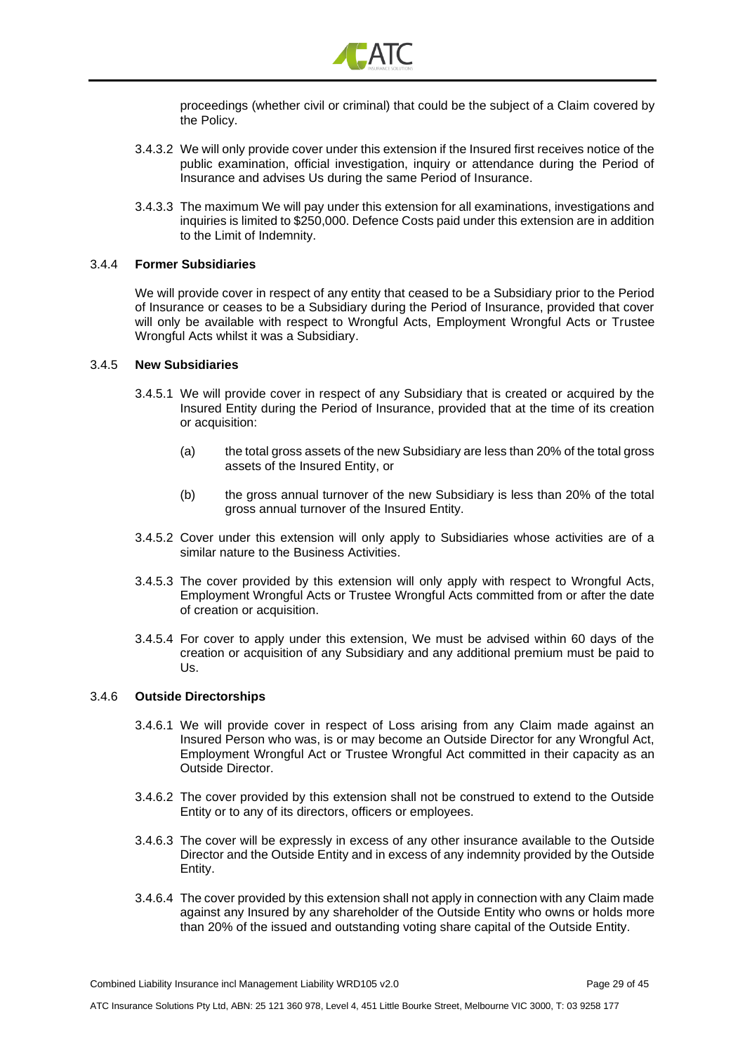proceedings (whether civil or criminal) that could be the subject of a Claim covered by the Policy.

3.4.3.2 We will only provide cover under this extension if the Insured first receives notice of the public examination, official investigation, inquiry or attendance during the Period of Insurance and advises Us during the same Period of Insurance.

3.4.3.3 The maximum We will pay under this extension for all examinations, investigations and inquiries is limited to $250,000. Defence Costs paid under this extension are in addition to the Limit of Indemnity.

### 3.4.4 Former Subsidiaries

We will provide cover in respect of any entity that ceased to be a Subsidiary prior to the Period of Insurance or ceases to be a Subsidiary during the Period of Insurance, provided that cover will only be available with respect to Wrongful Acts, Employment Wrongful Acts or Trustee Wrongful Acts whilst it was a Subsidiary.

### 3.4.5 New Subsidiaries

3.4.5.1 We will provide cover in respect of any Subsidiary that is created or acquired by the Insured Entity during the Period of Insurance, provided that at the time of its creation or acquisition:

(a) the total gross assets of the new Subsidiary are less than 20% of the total gross assets of the Insured Entity, or

(b) the gross annual turnover of the new Subsidiary is less than 20% of the total gross annual turnover of the Insured Entity.

3.4.5.2 Cover under this extension will only apply to Subsidiaries whose activities are of a similar nature to the Business Activities.

3.4.5.3 The cover provided by this extension will only apply with respect to Wrongful Acts, Employment Wrongful Acts or Trustee Wrongful Acts committed from or after the date of creation or acquisition.

3.4.5.4 For cover to apply under this extension, We must be advised within 60 days of the creation or acquisition of any Subsidiary and any additional premium must be paid to Us.

### 3.4.6 Outside Directorships

3.4.6.1 We will provide cover in respect of Loss arising from any Claim made against an Insured Person who was, is or may become an Outside Director for any Wrongful Act, Employment Wrongful Act or Trustee Wrongful Act committed in their capacity as an Outside Director.

3.4.6.2 The cover provided by this extension shall not be construed to extend to the Outside Entity or to any of its directors, officers or employees.

3.4.6.3 The cover will be expressly in excess of any other insurance available to the Outside Director and the Outside Entity and in excess of any indemnity provided by the Outside Entity.

3.4.6.4 The cover provided by this extension shall not apply in connection with any Claim made against any Insured by any shareholder of the Outside Entity who owns or holds more than 20% of the issued and outstanding voting share capital of the Outside Entity.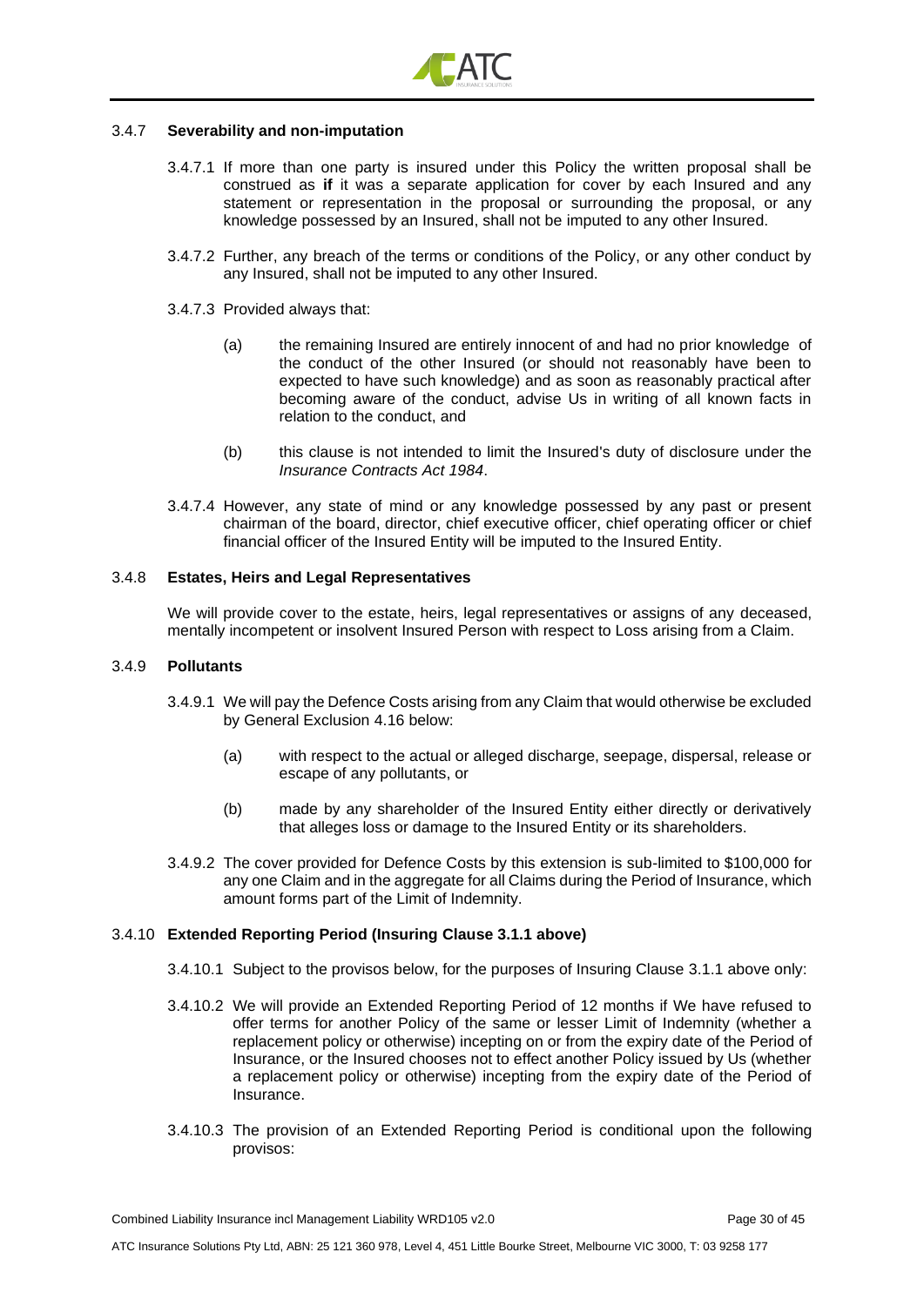### 3.4.7 **Severability and non-imputation**

3.4.7.1 If more than one party is insured under this Policy the written proposal shall be construed as **if** it was a separate application for cover by each Insured and any statement or representation in the proposal or surrounding the proposal, or any knowledge possessed by an Insured, shall not be imputed to any other Insured.

3.4.7.2 Further, any breach of the terms or conditions of the Policy, or any other conduct by any Insured, shall not be imputed to any other Insured.

3.4.7.3 Provided always that:

(a) the remaining Insured are entirely innocent of and had no prior knowledge of the conduct of the other Insured (or should not reasonably have been to expected to have such knowledge) and as soon as reasonably practical after becoming aware of the conduct, advise Us in writing of all known facts in relation to the conduct, and

(b) this clause is not intended to limit the Insured's duty of disclosure under the *Insurance Contracts Act 1984*.

3.4.7.4 However, any state of mind or any knowledge possessed by any past or present chairman of the board, director, chief executive officer, chief operating officer or chief financial officer of the Insured Entity will be imputed to the Insured Entity.

### 3.4.8 **Estates, Heirs and Legal Representatives**

We will provide cover to the estate, heirs, legal representatives or assigns of any deceased, mentally incompetent or insolvent Insured Person with respect to Loss arising from a Claim.

### 3.4.9 **Pollutants**

3.4.9.1 We will pay the Defence Costs arising from any Claim that would otherwise be excluded by General Exclusion 4.16 below:

(a) with respect to the actual or alleged discharge, seepage, dispersal, release or escape of any pollutants, or

(b) made by any shareholder of the Insured Entity either directly or derivatively that alleges loss or damage to the Insured Entity or its shareholders.

3.4.9.2 The cover provided for Defence Costs by this extension is sub-limited to $100,000 for any one Claim and in the aggregate for all Claims during the Period of Insurance, which amount forms part of the Limit of Indemnity.

### 3.4.10 **Extended Reporting Period (Insuring Clause 3.1.1 above)**

3.4.10.1 Subject to the provisos below, for the purposes of Insuring Clause 3.1.1 above only:

3.4.10.2 We will provide an Extended Reporting Period of 12 months if We have refused to offer terms for another Policy of the same or lesser Limit of Indemnity (whether a replacement policy or otherwise) incepting on or from the expiry date of the Period of Insurance, or the Insured chooses not to effect another Policy issued by Us (whether a replacement policy or otherwise) incepting from the expiry date of the Period of Insurance.

3.4.10.3 The provision of an Extended Reporting Period is conditional upon the following provisos: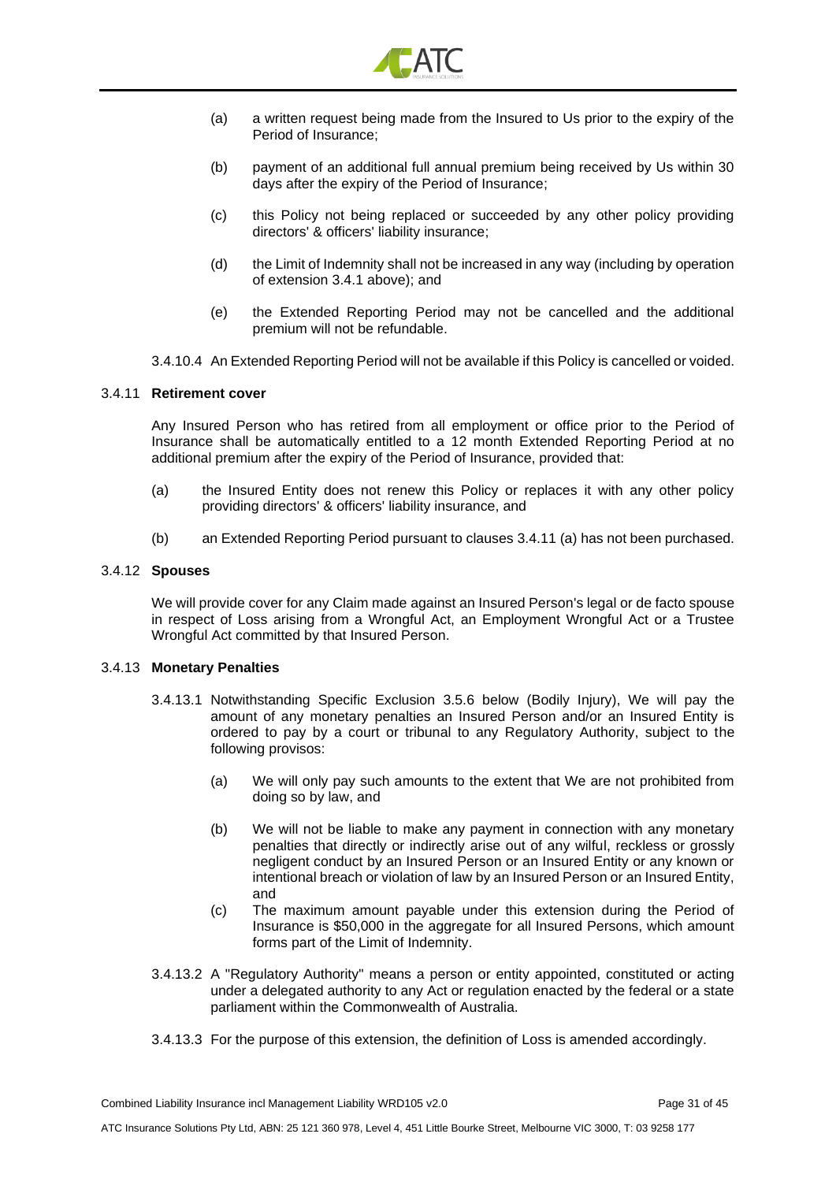(a) a written request being made from the Insured to Us prior to the expiry of the Period of Insurance;

(b) payment of an additional full annual premium being received by Us within 30 days after the expiry of the Period of Insurance;

(c) this Policy not being replaced or succeeded by any other policy providing directors' & officers' liability insurance;

(d) the Limit of Indemnity shall not be increased in any way (including by operation of extension 3.4.1 above); and

(e) the Extended Reporting Period may not be cancelled and the additional premium will not be refundable.

3.4.10.4 An Extended Reporting Period will not be available if this Policy is cancelled or voided.

3.4.11 **Retirement cover**

Any Insured Person who has retired from all employment or office prior to the Period of Insurance shall be automatically entitled to a 12 month Extended Reporting Period at no additional premium after the expiry of the Period of Insurance, provided that:

(a) the Insured Entity does not renew this Policy or replaces it with any other policy providing directors' & officers' liability insurance, and

(b) an Extended Reporting Period pursuant to clauses 3.4.11 (a) has not been purchased.

3.4.12 **Spouses**

We will provide cover for any Claim made against an Insured Person's legal or de facto spouse in respect of Loss arising from a Wrongful Act, an Employment Wrongful Act or a Trustee Wrongful Act committed by that Insured Person.

3.4.13 **Monetary Penalties**

3.4.13.1 Notwithstanding Specific Exclusion 3.5.6 below (Bodily Injury), We will pay the amount of any monetary penalties an Insured Person and/or an Insured Entity is ordered to pay by a court or tribunal to any Regulatory Authority, subject to the following provisos:

(a) We will only pay such amounts to the extent that We are not prohibited from doing so by law, and

(b) We will not be liable to make any payment in connection with any monetary penalties that directly or indirectly arise out of any wilful, reckless or grossly negligent conduct by an Insured Person or an Insured Entity or any known or intentional breach or violation of law by an Insured Person or an Insured Entity, and

(c) The maximum amount payable under this extension during the Period of Insurance is $50,000 in the aggregate for all Insured Persons, which amount forms part of the Limit of Indemnity.

3.4.13.2 A "Regulatory Authority" means a person or entity appointed, constituted or acting under a delegated authority to any Act or regulation enacted by the federal or a state parliament within the Commonwealth of Australia.

3.4.13.3 For the purpose of this extension, the definition of Loss is amended accordingly.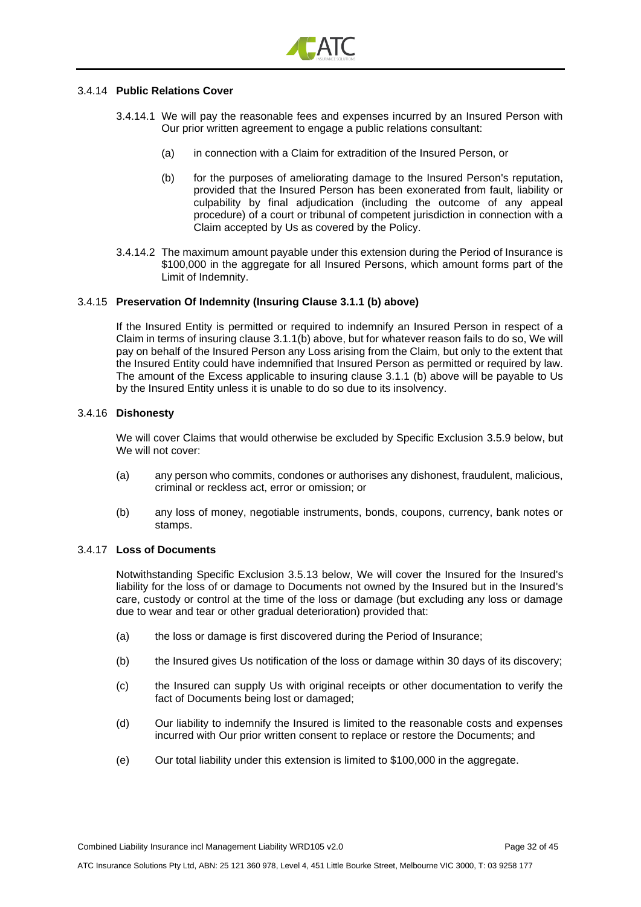### 3.4.14 **Public Relations Cover**

3.4.14.1 We will pay the reasonable fees and expenses incurred by an Insured Person with Our prior written agreement to engage a public relations consultant:

(a) in connection with a Claim for extradition of the Insured Person, or

(b) for the purposes of ameliorating damage to the Insured Person's reputation, provided that the Insured Person has been exonerated from fault, liability or culpability by final adjudication (including the outcome of any appeal procedure) of a court or tribunal of competent jurisdiction in connection with a Claim accepted by Us as covered by the Policy.

3.4.14.2 The maximum amount payable under this extension during the Period of Insurance is $100,000 in the aggregate for all Insured Persons, which amount forms part of the Limit of Indemnity.

### 3.4.15 **Preservation Of Indemnity (Insuring Clause 3.1.1 (b) above)**

If the Insured Entity is permitted or required to indemnify an Insured Person in respect of a Claim in terms of insuring clause 3.1.1(b) above, but for whatever reason fails to do so, We will pay on behalf of the Insured Person any Loss arising from the Claim, but only to the extent that the Insured Entity could have indemnified that Insured Person as permitted or required by law. The amount of the Excess applicable to insuring clause 3.1.1 (b) above will be payable to Us by the Insured Entity unless it is unable to do so due to its insolvency.

### 3.4.16 **Dishonesty**

We will cover Claims that would otherwise be excluded by Specific Exclusion 3.5.9 below, but We will not cover:

(a) any person who commits, condones or authorises any dishonest, fraudulent, malicious, criminal or reckless act, error or omission; or

(b) any loss of money, negotiable instruments, bonds, coupons, currency, bank notes or stamps.

### 3.4.17 **Loss of Documents**

Notwithstanding Specific Exclusion 3.5.13 below, We will cover the Insured for the Insured's liability for the loss of or damage to Documents not owned by the Insured but in the Insured's care, custody or control at the time of the loss or damage (but excluding any loss or damage due to wear and tear or other gradual deterioration) provided that:

(a) the loss or damage is first discovered during the Period of Insurance;

(b) the Insured gives Us notification of the loss or damage within 30 days of its discovery;

(c) the Insured can supply Us with original receipts or other documentation to verify the fact of Documents being lost or damaged;

(d) Our liability to indemnify the Insured is limited to the reasonable costs and expenses incurred with Our prior written consent to replace or restore the Documents; and

(e) Our total liability under this extension is limited to $100,000 in the aggregate.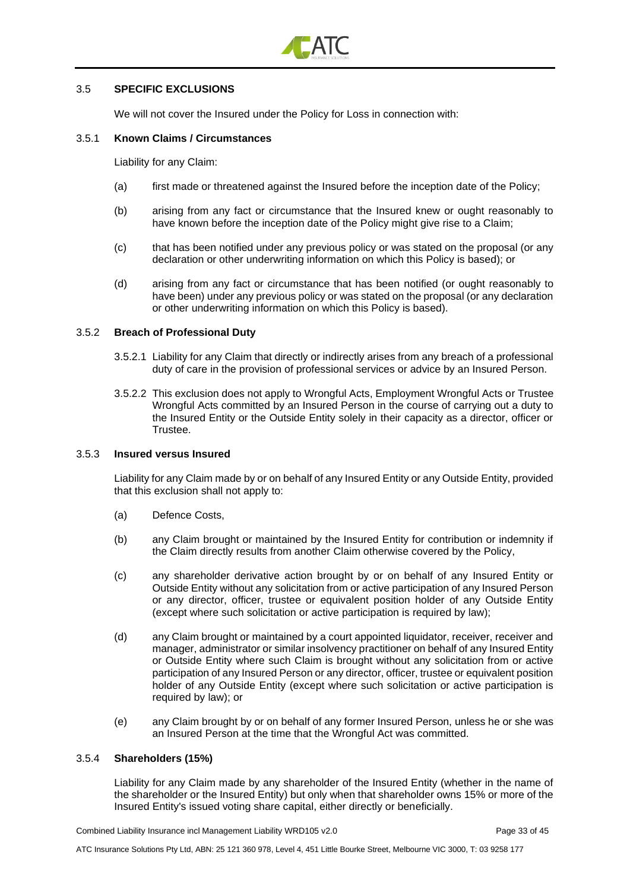## 3.5 SPECIFIC EXCLUSIONS

We will not cover the Insured under the Policy for Loss in connection with:

### 3.5.1 Known Claims / Circumstances

Liability for any Claim:

(a) first made or threatened against the Insured before the inception date of the Policy;

(b) arising from any fact or circumstance that the Insured knew or ought reasonably to have known before the inception date of the Policy might give rise to a Claim;

(c) that has been notified under any previous policy or was stated on the proposal (or any declaration or other underwriting information on which this Policy is based); or

(d) arising from any fact or circumstance that has been notified (or ought reasonably to have been) under any previous policy or was stated on the proposal (or any declaration or other underwriting information on which this Policy is based).

### 3.5.2 Breach of Professional Duty

3.5.2.1 Liability for any Claim that directly or indirectly arises from any breach of a professional duty of care in the provision of professional services or advice by an Insured Person.

3.5.2.2 This exclusion does not apply to Wrongful Acts, Employment Wrongful Acts or Trustee Wrongful Acts committed by an Insured Person in the course of carrying out a duty to the Insured Entity or the Outside Entity solely in their capacity as a director, officer or Trustee.

### 3.5.3 Insured versus Insured

Liability for any Claim made by or on behalf of any Insured Entity or any Outside Entity, provided that this exclusion shall not apply to:

(a) Defence Costs,

(b) any Claim brought or maintained by the Insured Entity for contribution or indemnity if the Claim directly results from another Claim otherwise covered by the Policy,

(c) any shareholder derivative action brought by or on behalf of any Insured Entity or Outside Entity without any solicitation from or active participation of any Insured Person or any director, officer, trustee or equivalent position holder of any Outside Entity (except where such solicitation or active participation is required by law);

(d) any Claim brought or maintained by a court appointed liquidator, receiver, receiver and manager, administrator or similar insolvency practitioner on behalf of any Insured Entity or Outside Entity where such Claim is brought without any solicitation from or active participation of any Insured Person or any director, officer, trustee or equivalent position holder of any Outside Entity (except where such solicitation or active participation is required by law); or

(e) any Claim brought by or on behalf of any former Insured Person, unless he or she was an Insured Person at the time that the Wrongful Act was committed.

### 3.5.4 Shareholders (15%)

Liability for any Claim made by any shareholder of the Insured Entity (whether in the name of the shareholder or the Insured Entity) but only when that shareholder owns 15% or more of the Insured Entity's issued voting share capital, either directly or beneficially.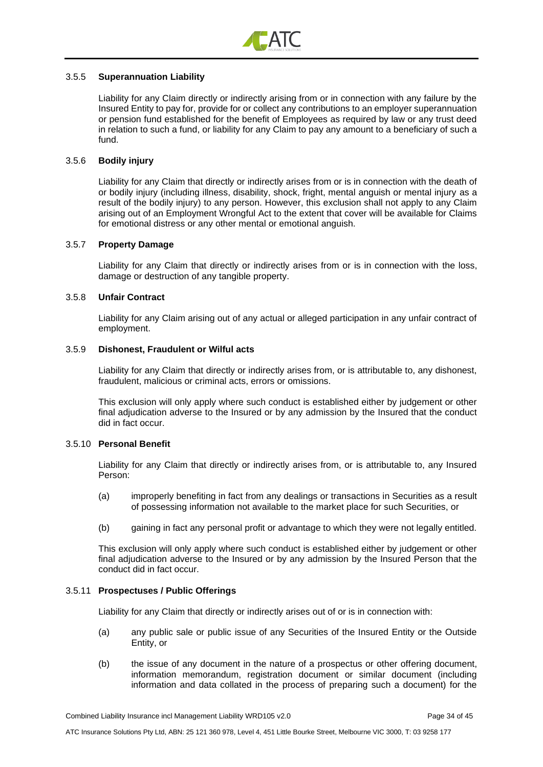### 3.5.5 **Superannuation Liability**

Liability for any Claim directly or indirectly arising from or in connection with any failure by the Insured Entity to pay for, provide for or collect any contributions to an employer superannuation or pension fund established for the benefit of Employees as required by law or any trust deed in relation to such a fund, or liability for any Claim to pay any amount to a beneficiary of such a fund.

### 3.5.6 **Bodily injury**

Liability for any Claim that directly or indirectly arises from or is in connection with the death of or bodily injury (including illness, disability, shock, fright, mental anguish or mental injury as a result of the bodily injury) to any person. However, this exclusion shall not apply to any Claim arising out of an Employment Wrongful Act to the extent that cover will be available for Claims for emotional distress or any other mental or emotional anguish.

### 3.5.7 **Property Damage**

Liability for any Claim that directly or indirectly arises from or is in connection with the loss, damage or destruction of any tangible property.

### 3.5.8 **Unfair Contract**

Liability for any Claim arising out of any actual or alleged participation in any unfair contract of employment.

### 3.5.9 **Dishonest, Fraudulent or Wilful acts**

Liability for any Claim that directly or indirectly arises from, or is attributable to, any dishonest, fraudulent, malicious or criminal acts, errors or omissions.

This exclusion will only apply where such conduct is established either by judgement or other final adjudication adverse to the Insured or by any admission by the Insured that the conduct did in fact occur.

### 3.5.10 **Personal Benefit**

Liability for any Claim that directly or indirectly arises from, or is attributable to, any Insured Person:

(a) improperly benefiting in fact from any dealings or transactions in Securities as a result of possessing information not available to the market place for such Securities, or

(b) gaining in fact any personal profit or advantage to which they were not legally entitled.

This exclusion will only apply where such conduct is established either by judgement or other final adjudication adverse to the Insured or by any admission by the Insured Person that the conduct did in fact occur.

### 3.5.11 **Prospectuses / Public Offerings**

Liability for any Claim that directly or indirectly arises out of or is in connection with:

(a) any public sale or public issue of any Securities of the Insured Entity or the Outside Entity, or

(b) the issue of any document in the nature of a prospectus or other offering document, information memorandum, registration document or similar document (including information and data collated in the process of preparing such a document) for the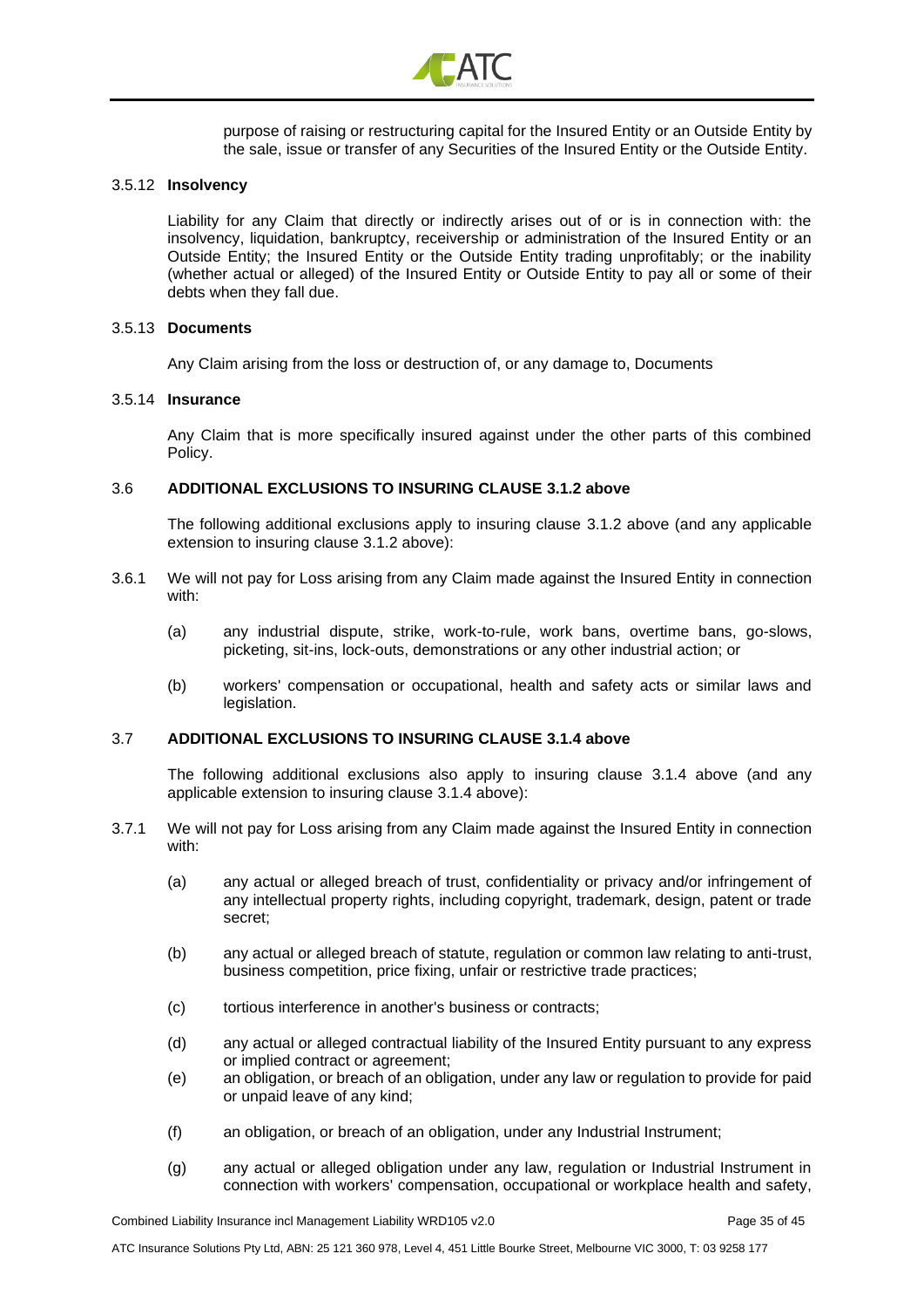purpose of raising or restructuring capital for the Insured Entity or an Outside Entity by the sale, issue or transfer of any Securities of the Insured Entity or the Outside Entity.

3.5.12 **Insolvency**

Liability for any Claim that directly or indirectly arises out of or is in connection with: the insolvency, liquidation, bankruptcy, receivership or administration of the Insured Entity or an Outside Entity; the Insured Entity or the Outside Entity trading unprofitably; or the inability (whether actual or alleged) of the Insured Entity or Outside Entity to pay all or some of their debts when they fall due.

3.5.13 **Documents**

Any Claim arising from the loss or destruction of, or any damage to, Documents

3.5.14 **Insurance**

Any Claim that is more specifically insured against under the other parts of this combined Policy.

### 3.6 ADDITIONAL EXCLUSIONS TO INSURING CLAUSE 3.1.2 above

The following additional exclusions apply to insuring clause 3.1.2 above (and any applicable extension to insuring clause 3.1.2 above):

3.6.1 We will not pay for Loss arising from any Claim made against the Insured Entity in connection with:

(a) any industrial dispute, strike, work-to-rule, work bans, overtime bans, go-slows, picketing, sit-ins, lock-outs, demonstrations or any other industrial action; or

(b) workers' compensation or occupational, health and safety acts or similar laws and legislation.

### 3.7 ADDITIONAL EXCLUSIONS TO INSURING CLAUSE 3.1.4 above

The following additional exclusions also apply to insuring clause 3.1.4 above (and any applicable extension to insuring clause 3.1.4 above):

3.7.1 We will not pay for Loss arising from any Claim made against the Insured Entity in connection with:

(a) any actual or alleged breach of trust, confidentiality or privacy and/or infringement of any intellectual property rights, including copyright, trademark, design, patent or trade secret;

(b) any actual or alleged breach of statute, regulation or common law relating to anti-trust, business competition, price fixing, unfair or restrictive trade practices;

(c) tortious interference in another's business or contracts;

(d) any actual or alleged contractual liability of the Insured Entity pursuant to any express or implied contract or agreement;

(e) an obligation, or breach of an obligation, under any law or regulation to provide for paid or unpaid leave of any kind;

(f) an obligation, or breach of an obligation, under any Industrial Instrument;

(g) any actual or alleged obligation under any law, regulation or Industrial Instrument in connection with workers' compensation, occupational or workplace health and safety,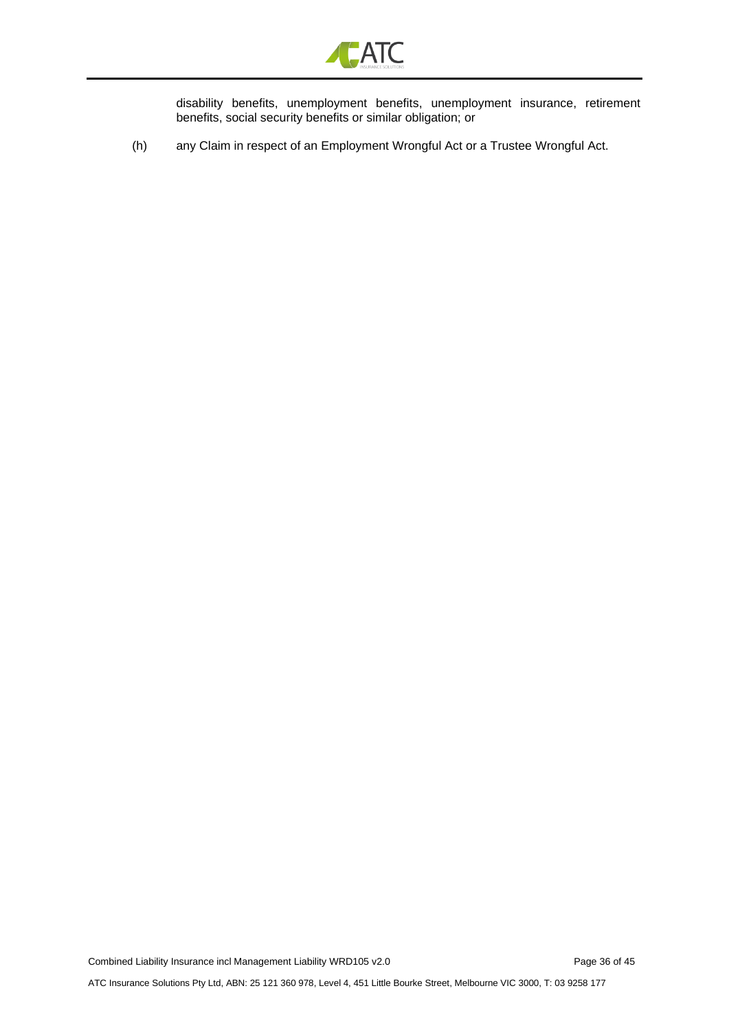disability benefits, unemployment benefits, unemployment insurance, retirement benefits, social security benefits or similar obligation; or

(h) any Claim in respect of an Employment Wrongful Act or a Trustee Wrongful Act.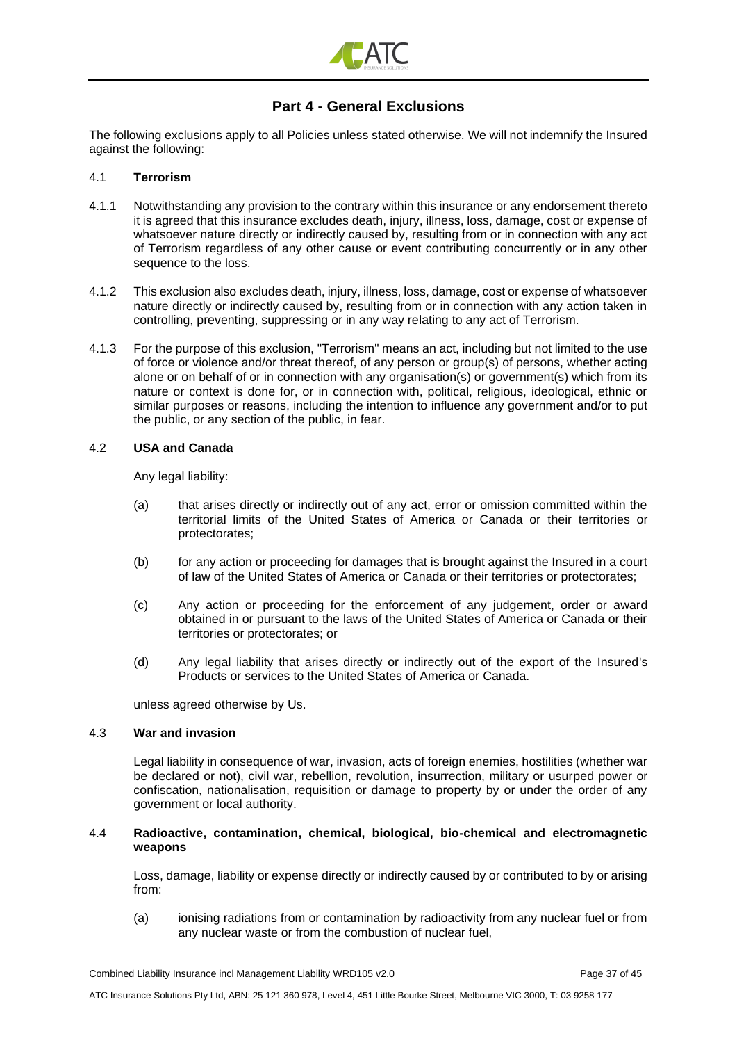## Part 4 - General Exclusions

The following exclusions apply to all Policies unless stated otherwise. We will not indemnify the Insured against the following:

### 4.1 Terrorism

4.1.1 Notwithstanding any provision to the contrary within this insurance or any endorsement thereto it is agreed that this insurance excludes death, injury, illness, loss, damage, cost or expense of whatsoever nature directly or indirectly caused by, resulting from or in connection with any act of Terrorism regardless of any other cause or event contributing concurrently or in any other sequence to the loss.

4.1.2 This exclusion also excludes death, injury, illness, loss, damage, cost or expense of whatsoever nature directly or indirectly caused by, resulting from or in connection with any action taken in controlling, preventing, suppressing or in any way relating to any act of Terrorism.

4.1.3 For the purpose of this exclusion, "Terrorism" means an act, including but not limited to the use of force or violence and/or threat thereof, of any person or group(s) of persons, whether acting alone or on behalf of or in connection with any organisation(s) or government(s) which from its nature or context is done for, or in connection with, political, religious, ideological, ethnic or similar purposes or reasons, including the intention to influence any government and/or to put the public, or any section of the public, in fear.

### 4.2 USA and Canada

Any legal liability:

(a) that arises directly or indirectly out of any act, error or omission committed within the territorial limits of the United States of America or Canada or their territories or protectorates;

(b) for any action or proceeding for damages that is brought against the Insured in a court of law of the United States of America or Canada or their territories or protectorates;

(c) Any action or proceeding for the enforcement of any judgement, order or award obtained in or pursuant to the laws of the United States of America or Canada or their territories or protectorates; or

(d) Any legal liability that arises directly or indirectly out of the export of the Insured's Products or services to the United States of America or Canada.

unless agreed otherwise by Us.

### 4.3 War and invasion

Legal liability in consequence of war, invasion, acts of foreign enemies, hostilities (whether war be declared or not), civil war, rebellion, revolution, insurrection, military or usurped power or confiscation, nationalisation, requisition or damage to property by or under the order of any government or local authority.

### 4.4 Radioactive, contamination, chemical, biological, bio-chemical and electromagnetic weapons

Loss, damage, liability or expense directly or indirectly caused by or contributed to by or arising from:

(a) ionising radiations from or contamination by radioactivity from any nuclear fuel or from any nuclear waste or from the combustion of nuclear fuel,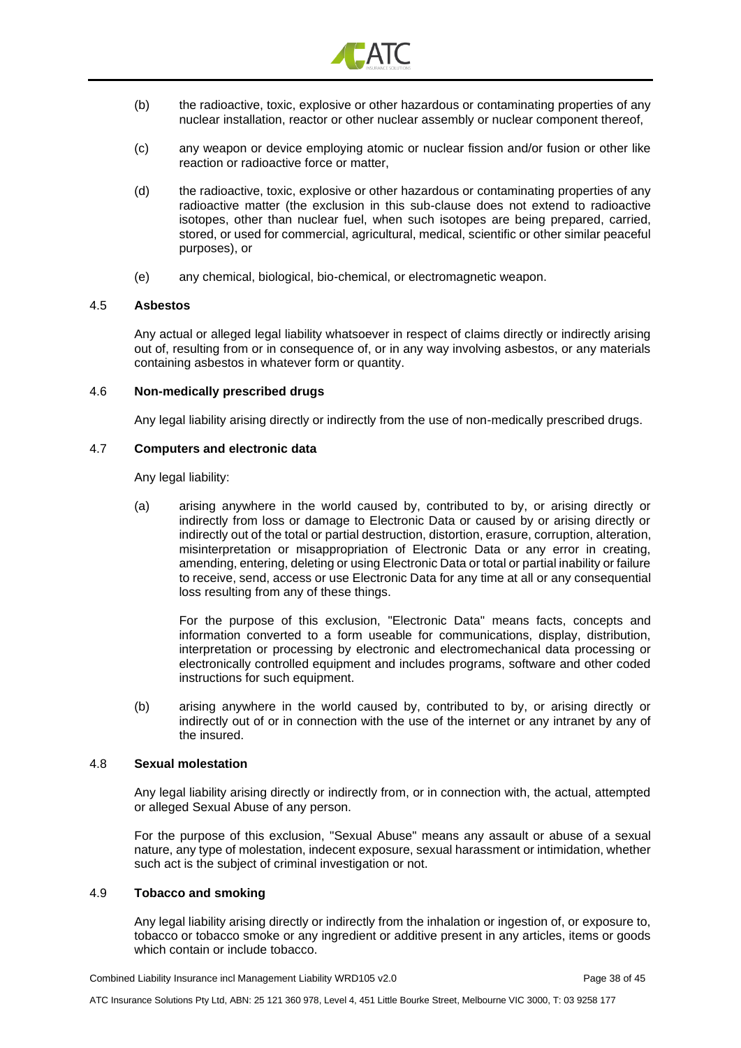(b) the radioactive, toxic, explosive or other hazardous or contaminating properties of any nuclear installation, reactor or other nuclear assembly or nuclear component thereof,

(c) any weapon or device employing atomic or nuclear fission and/or fusion or other like reaction or radioactive force or matter,

(d) the radioactive, toxic, explosive or other hazardous or contaminating properties of any radioactive matter (the exclusion in this sub-clause does not extend to radioactive isotopes, other than nuclear fuel, when such isotopes are being prepared, carried, stored, or used for commercial, agricultural, medical, scientific or other similar peaceful purposes), or

(e) any chemical, biological, bio-chemical, or electromagnetic weapon.

### 4.5 Asbestos

Any actual or alleged legal liability whatsoever in respect of claims directly or indirectly arising out of, resulting from or in consequence of, or in any way involving asbestos, or any materials containing asbestos in whatever form or quantity.

### 4.6 Non-medically prescribed drugs

Any legal liability arising directly or indirectly from the use of non-medically prescribed drugs.

### 4.7 Computers and electronic data

Any legal liability:

(a) arising anywhere in the world caused by, contributed to by, or arising directly or indirectly from loss or damage to Electronic Data or caused by or arising directly or indirectly out of the total or partial destruction, distortion, erasure, corruption, alteration, misinterpretation or misappropriation of Electronic Data or any error in creating, amending, entering, deleting or using Electronic Data or total or partial inability or failure to receive, send, access or use Electronic Data for any time at all or any consequential loss resulting from any of these things.

For the purpose of this exclusion, "Electronic Data" means facts, concepts and information converted to a form useable for communications, display, distribution, interpretation or processing by electronic and electromechanical data processing or electronically controlled equipment and includes programs, software and other coded instructions for such equipment.

(b) arising anywhere in the world caused by, contributed to by, or arising directly or indirectly out of or in connection with the use of the internet or any intranet by any of the insured.

### 4.8 Sexual molestation

Any legal liability arising directly or indirectly from, or in connection with, the actual, attempted or alleged Sexual Abuse of any person.

For the purpose of this exclusion, "Sexual Abuse" means any assault or abuse of a sexual nature, any type of molestation, indecent exposure, sexual harassment or intimidation, whether such act is the subject of criminal investigation or not.

### 4.9 Tobacco and smoking

Any legal liability arising directly or indirectly from the inhalation or ingestion of, or exposure to, tobacco or tobacco smoke or any ingredient or additive present in any articles, items or goods which contain or include tobacco.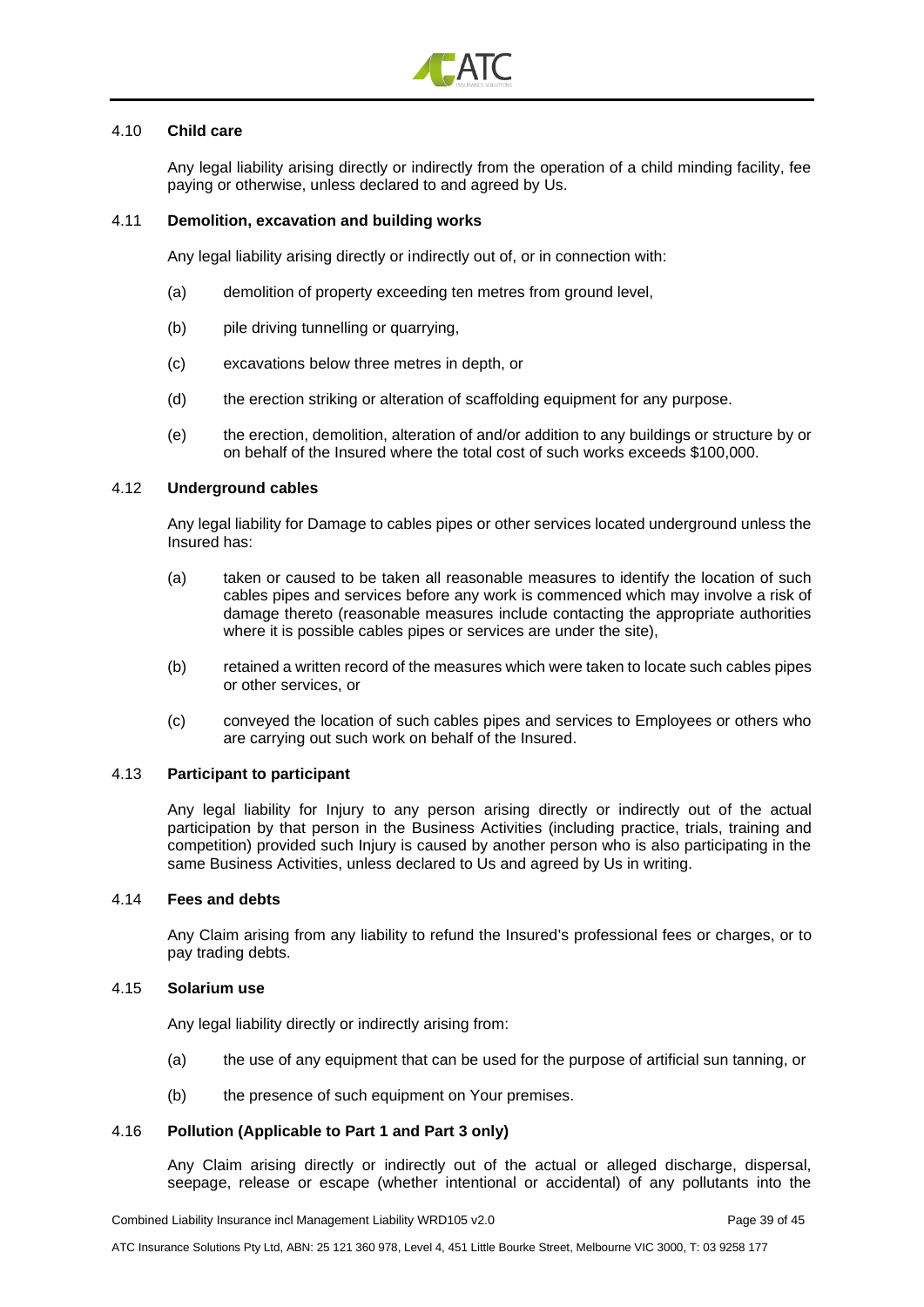### 4.10 **Child care**

Any legal liability arising directly or indirectly from the operation of a child minding facility, fee paying or otherwise, unless declared to and agreed by Us.

### 4.11 **Demolition, excavation and building works**

Any legal liability arising directly or indirectly out of, or in connection with:

(a) demolition of property exceeding ten metres from ground level,

(b) pile driving tunnelling or quarrying,

(c) excavations below three metres in depth, or

(d) the erection striking or alteration of scaffolding equipment for any purpose.

(e) the erection, demolition, alteration of and/or addition to any buildings or structure by or on behalf of the Insured where the total cost of such works exceeds $100,000.

### 4.12 **Underground cables**

Any legal liability for Damage to cables pipes or other services located underground unless the Insured has:

(a) taken or caused to be taken all reasonable measures to identify the location of such cables pipes and services before any work is commenced which may involve a risk of damage thereto (reasonable measures include contacting the appropriate authorities where it is possible cables pipes or services are under the site),

(b) retained a written record of the measures which were taken to locate such cables pipes or other services, or

(c) conveyed the location of such cables pipes and services to Employees or others who are carrying out such work on behalf of the Insured.

### 4.13 **Participant to participant**

Any legal liability for Injury to any person arising directly or indirectly out of the actual participation by that person in the Business Activities (including practice, trials, training and competition) provided such Injury is caused by another person who is also participating in the same Business Activities, unless declared to Us and agreed by Us in writing.

### 4.14 **Fees and debts**

Any Claim arising from any liability to refund the Insured's professional fees or charges, or to pay trading debts.

### 4.15 **Solarium use**

Any legal liability directly or indirectly arising from:

(a) the use of any equipment that can be used for the purpose of artificial sun tanning, or

(b) the presence of such equipment on Your premises.

### 4.16 **Pollution (Applicable to Part 1 and Part 3 only)**

Any Claim arising directly or indirectly out of the actual or alleged discharge, dispersal, seepage, release or escape (whether intentional or accidental) of any pollutants into the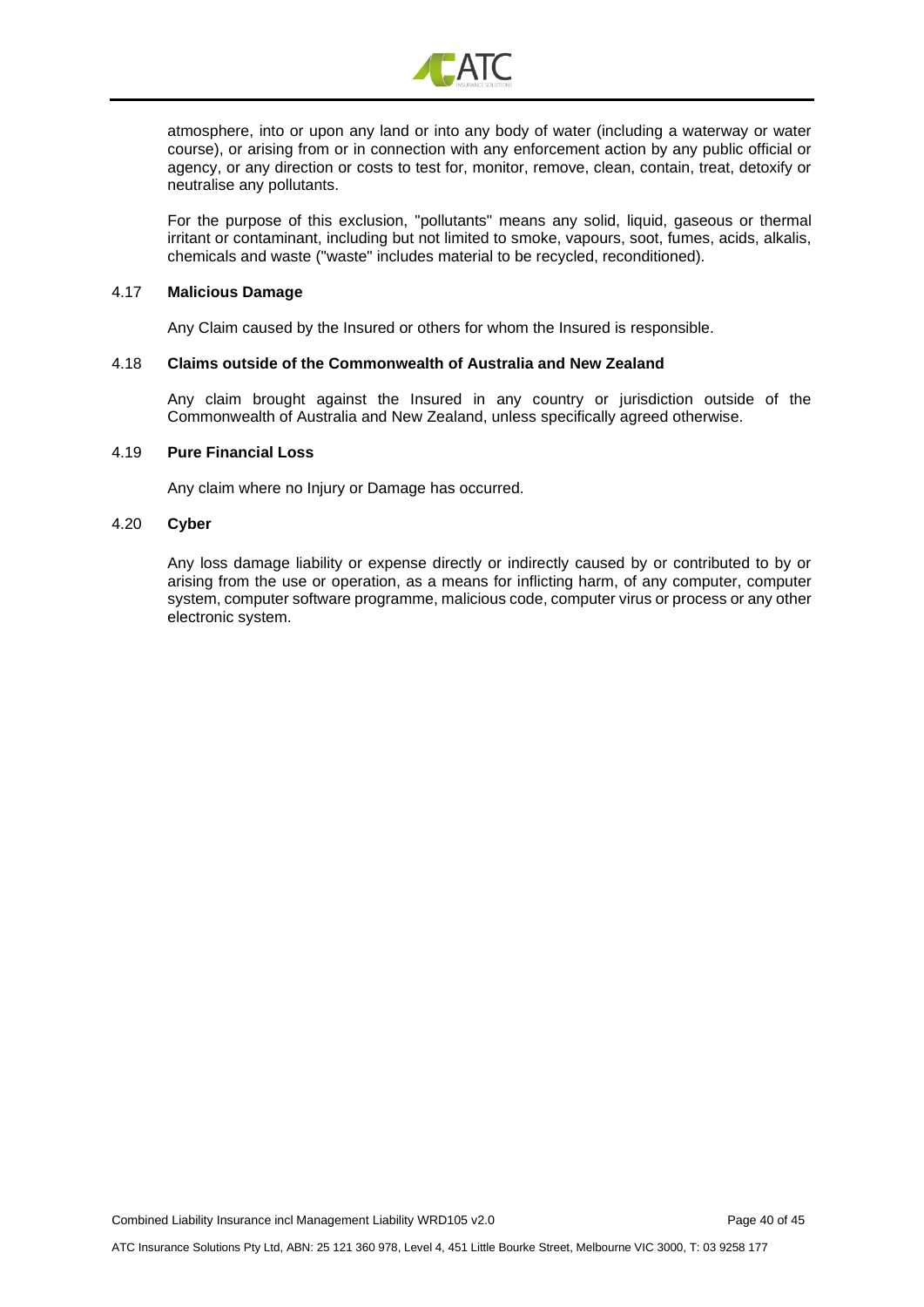atmosphere, into or upon any land or into any body of water (including a waterway or water course), or arising from or in connection with any enforcement action by any public official or agency, or any direction or costs to test for, monitor, remove, clean, contain, treat, detoxify or neutralise any pollutants.

For the purpose of this exclusion, "pollutants" means any solid, liquid, gaseous or thermal irritant or contaminant, including but not limited to smoke, vapours, soot, fumes, acids, alkalis, chemicals and waste ("waste" includes material to be recycled, reconditioned).

### 4.17 **Malicious Damage**

Any Claim caused by the Insured or others for whom the Insured is responsible.

### 4.18 **Claims outside of the Commonwealth of Australia and New Zealand**

Any claim brought against the Insured in any country or jurisdiction outside of the Commonwealth of Australia and New Zealand, unless specifically agreed otherwise.

### 4.19 **Pure Financial Loss**

Any claim where no Injury or Damage has occurred.

### 4.20 **Cyber**

Any loss damage liability or expense directly or indirectly caused by or contributed to by or arising from the use or operation, as a means for inflicting harm, of any computer, computer system, computer software programme, malicious code, computer virus or process or any other electronic system.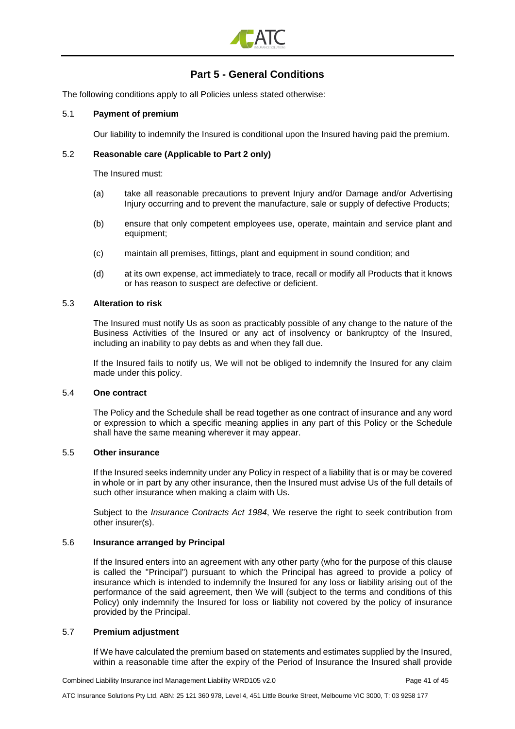# Part 5 - General Conditions

The following conditions apply to all Policies unless stated otherwise:

## 5.1 Payment of premium

Our liability to indemnify the Insured is conditional upon the Insured having paid the premium.

## 5.2 Reasonable care (Applicable to Part 2 only)

The Insured must:

(a) take all reasonable precautions to prevent Injury and/or Damage and/or Advertising Injury occurring and to prevent the manufacture, sale or supply of defective Products;

(b) ensure that only competent employees use, operate, maintain and service plant and equipment;

(c) maintain all premises, fittings, plant and equipment in sound condition; and

(d) at its own expense, act immediately to trace, recall or modify all Products that it knows or has reason to suspect are defective or deficient.

## 5.3 Alteration to risk

The Insured must notify Us as soon as practicably possible of any change to the nature of the Business Activities of the Insured or any act of insolvency or bankruptcy of the Insured, including an inability to pay debts as and when they fall due.

If the Insured fails to notify us, We will not be obliged to indemnify the Insured for any claim made under this policy.

## 5.4 One contract

The Policy and the Schedule shall be read together as one contract of insurance and any word or expression to which a specific meaning applies in any part of this Policy or the Schedule shall have the same meaning wherever it may appear.

## 5.5 Other insurance

If the Insured seeks indemnity under any Policy in respect of a liability that is or may be covered in whole or in part by any other insurance, then the Insured must advise Us of the full details of such other insurance when making a claim with Us.

Subject to the *Insurance Contracts Act 1984*, We reserve the right to seek contribution from other insurer(s).

## 5.6 Insurance arranged by Principal

If the Insured enters into an agreement with any other party (who for the purpose of this clause is called the "Principal") pursuant to which the Principal has agreed to provide a policy of insurance which is intended to indemnify the Insured for any loss or liability arising out of the performance of the said agreement, then We will (subject to the terms and conditions of this Policy) only indemnify the Insured for loss or liability not covered by the policy of insurance provided by the Principal.

## 5.7 Premium adjustment

If We have calculated the premium based on statements and estimates supplied by the Insured, within a reasonable time after the expiry of the Period of Insurance the Insured shall provide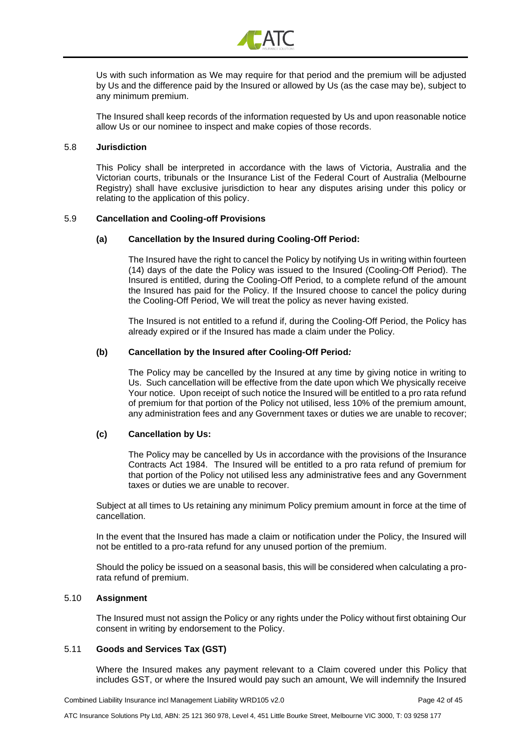Us with such information as We may require for that period and the premium will be adjusted by Us and the difference paid by the Insured or allowed by Us (as the case may be), subject to any minimum premium.

The Insured shall keep records of the information requested by Us and upon reasonable notice allow Us or our nominee to inspect and make copies of those records.

### 5.8 Jurisdiction

This Policy shall be interpreted in accordance with the laws of Victoria, Australia and the Victorian courts, tribunals or the Insurance List of the Federal Court of Australia (Melbourne Registry) shall have exclusive jurisdiction to hear any disputes arising under this policy or relating to the application of this policy.

### 5.9 Cancellation and Cooling-off Provisions

**(a) Cancellation by the Insured during Cooling-Off Period:**

The Insured have the right to cancel the Policy by notifying Us in writing within fourteen (14) days of the date the Policy was issued to the Insured (Cooling-Off Period). The Insured is entitled, during the Cooling-Off Period, to a complete refund of the amount the Insured has paid for the Policy. If the Insured choose to cancel the policy during the Cooling-Off Period, We will treat the policy as never having existed.

The Insured is not entitled to a refund if, during the Cooling-Off Period, the Policy has already expired or if the Insured has made a claim under the Policy.

**(b) Cancellation by the Insured after Cooling-Off Period*:***

The Policy may be cancelled by the Insured at any time by giving notice in writing to Us. Such cancellation will be effective from the date upon which We physically receive Your notice. Upon receipt of such notice the Insured will be entitled to a pro rata refund of premium for that portion of the Policy not utilised, less 10% of the premium amount, any administration fees and any Government taxes or duties we are unable to recover;

**(c) Cancellation by Us:**

The Policy may be cancelled by Us in accordance with the provisions of the Insurance Contracts Act 1984. The Insured will be entitled to a pro rata refund of premium for that portion of the Policy not utilised less any administrative fees and any Government taxes or duties we are unable to recover.

Subject at all times to Us retaining any minimum Policy premium amount in force at the time of cancellation.

In the event that the Insured has made a claim or notification under the Policy, the Insured will not be entitled to a pro-rata refund for any unused portion of the premium.

Should the policy be issued on a seasonal basis, this will be considered when calculating a pro-rata refund of premium.

### 5.10 Assignment

The Insured must not assign the Policy or any rights under the Policy without first obtaining Our consent in writing by endorsement to the Policy.

### 5.11 Goods and Services Tax (GST)

Where the Insured makes any payment relevant to a Claim covered under this Policy that includes GST, or where the Insured would pay such an amount, We will indemnify the Insured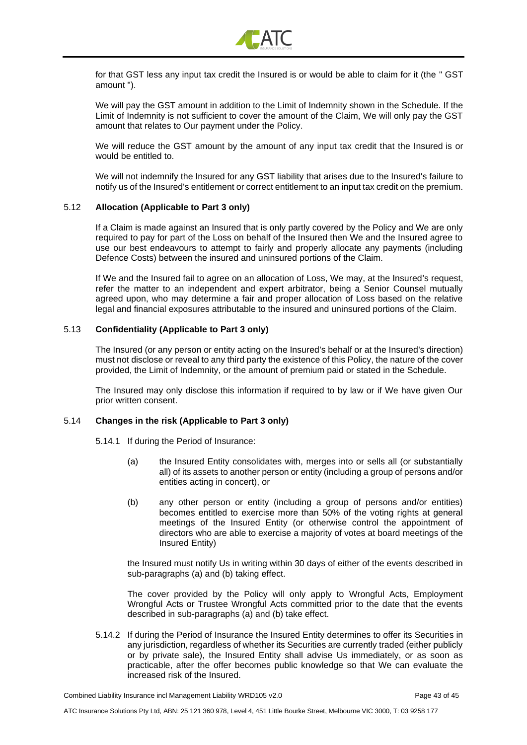for that GST less any input tax credit the Insured is or would be able to claim for it (the " GST amount ").

We will pay the GST amount in addition to the Limit of Indemnity shown in the Schedule. If the Limit of Indemnity is not sufficient to cover the amount of the Claim, We will only pay the GST amount that relates to Our payment under the Policy.

We will reduce the GST amount by the amount of any input tax credit that the Insured is or would be entitled to.

We will not indemnify the Insured for any GST liability that arises due to the Insured's failure to notify us of the Insured's entitlement or correct entitlement to an input tax credit on the premium.

### 5.12 Allocation (Applicable to Part 3 only)

If a Claim is made against an Insured that is only partly covered by the Policy and We are only required to pay for part of the Loss on behalf of the Insured then We and the Insured agree to use our best endeavours to attempt to fairly and properly allocate any payments (including Defence Costs) between the insured and uninsured portions of the Claim.

If We and the Insured fail to agree on an allocation of Loss, We may, at the Insured's request, refer the matter to an independent and expert arbitrator, being a Senior Counsel mutually agreed upon, who may determine a fair and proper allocation of Loss based on the relative legal and financial exposures attributable to the insured and uninsured portions of the Claim.

### 5.13 Confidentiality (Applicable to Part 3 only)

The Insured (or any person or entity acting on the Insured's behalf or at the Insured's direction) must not disclose or reveal to any third party the existence of this Policy, the nature of the cover provided, the Limit of Indemnity, or the amount of premium paid or stated in the Schedule.

The Insured may only disclose this information if required to by law or if We have given Our prior written consent.

### 5.14 Changes in the risk (Applicable to Part 3 only)

5.14.1 If during the Period of Insurance:

(a) the Insured Entity consolidates with, merges into or sells all (or substantially all) of its assets to another person or entity (including a group of persons and/or entities acting in concert), or

(b) any other person or entity (including a group of persons and/or entities) becomes entitled to exercise more than 50% of the voting rights at general meetings of the Insured Entity (or otherwise control the appointment of directors who are able to exercise a majority of votes at board meetings of the Insured Entity)

the Insured must notify Us in writing within 30 days of either of the events described in sub-paragraphs (a) and (b) taking effect.

The cover provided by the Policy will only apply to Wrongful Acts, Employment Wrongful Acts or Trustee Wrongful Acts committed prior to the date that the events described in sub-paragraphs (a) and (b) take effect.

5.14.2 If during the Period of Insurance the Insured Entity determines to offer its Securities in any jurisdiction, regardless of whether its Securities are currently traded (either publicly or by private sale), the Insured Entity shall advise Us immediately, or as soon as practicable, after the offer becomes public knowledge so that We can evaluate the increased risk of the Insured.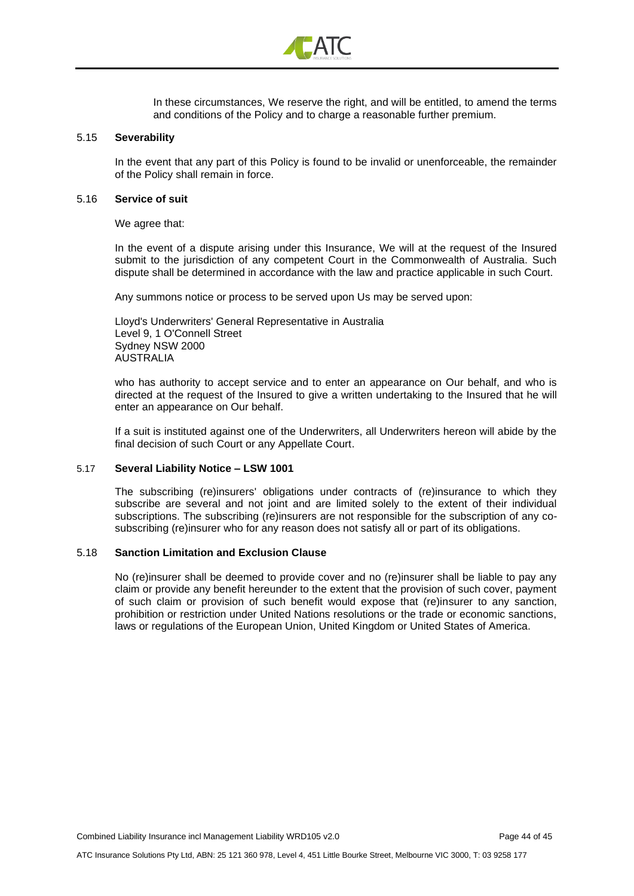In these circumstances, We reserve the right, and will be entitled, to amend the terms and conditions of the Policy and to charge a reasonable further premium.

### 5.15 Severability

In the event that any part of this Policy is found to be invalid or unenforceable, the remainder of the Policy shall remain in force.

### 5.16 Service of suit

We agree that:

In the event of a dispute arising under this Insurance, We will at the request of the Insured submit to the jurisdiction of any competent Court in the Commonwealth of Australia. Such dispute shall be determined in accordance with the law and practice applicable in such Court.

Any summons notice or process to be served upon Us may be served upon:

Lloyd's Underwriters' General Representative in Australia
Level 9, 1 O'Connell Street
Sydney NSW 2000
AUSTRALIA

who has authority to accept service and to enter an appearance on Our behalf, and who is directed at the request of the Insured to give a written undertaking to the Insured that he will enter an appearance on Our behalf.

If a suit is instituted against one of the Underwriters, all Underwriters hereon will abide by the final decision of such Court or any Appellate Court.

### 5.17 Several Liability Notice – LSW 1001

The subscribing (re)insurers' obligations under contracts of (re)insurance to which they subscribe are several and not joint and are limited solely to the extent of their individual subscriptions. The subscribing (re)insurers are not responsible for the subscription of any co-subscribing (re)insurer who for any reason does not satisfy all or part of its obligations.

### 5.18 Sanction Limitation and Exclusion Clause

No (re)insurer shall be deemed to provide cover and no (re)insurer shall be liable to pay any claim or provide any benefit hereunder to the extent that the provision of such cover, payment of such claim or provision of such benefit would expose that (re)insurer to any sanction, prohibition or restriction under United Nations resolutions or the trade or economic sanctions, laws or regulations of the European Union, United Kingdom or United States of America.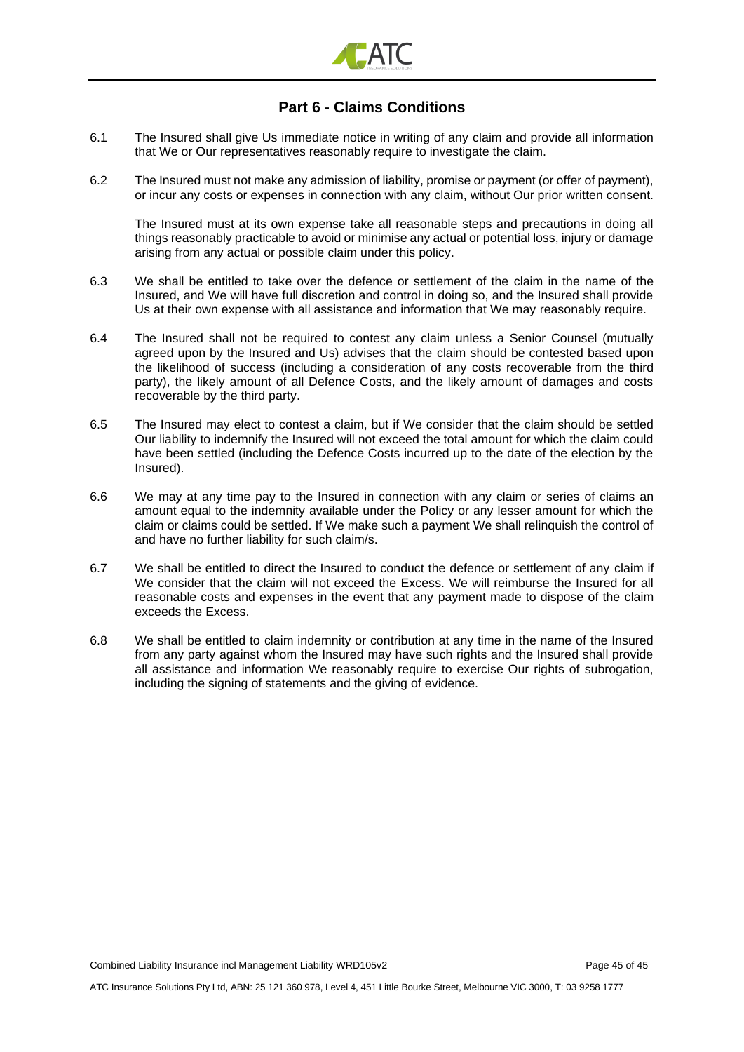## Part 6 - Claims Conditions

6.1 The Insured shall give Us immediate notice in writing of any claim and provide all information that We or Our representatives reasonably require to investigate the claim.

6.2 The Insured must not make any admission of liability, promise or payment (or offer of payment), or incur any costs or expenses in connection with any claim, without Our prior written consent.

The Insured must at its own expense take all reasonable steps and precautions in doing all things reasonably practicable to avoid or minimise any actual or potential loss, injury or damage arising from any actual or possible claim under this policy.

6.3 We shall be entitled to take over the defence or settlement of the claim in the name of the Insured, and We will have full discretion and control in doing so, and the Insured shall provide Us at their own expense with all assistance and information that We may reasonably require.

6.4 The Insured shall not be required to contest any claim unless a Senior Counsel (mutually agreed upon by the Insured and Us) advises that the claim should be contested based upon the likelihood of success (including a consideration of any costs recoverable from the third party), the likely amount of all Defence Costs, and the likely amount of damages and costs recoverable by the third party.

6.5 The Insured may elect to contest a claim, but if We consider that the claim should be settled Our liability to indemnify the Insured will not exceed the total amount for which the claim could have been settled (including the Defence Costs incurred up to the date of the election by the Insured).

6.6 We may at any time pay to the Insured in connection with any claim or series of claims an amount equal to the indemnity available under the Policy or any lesser amount for which the claim or claims could be settled. If We make such a payment We shall relinquish the control of and have no further liability for such claim/s.

6.7 We shall be entitled to direct the Insured to conduct the defence or settlement of any claim if We consider that the claim will not exceed the Excess. We will reimburse the Insured for all reasonable costs and expenses in the event that any payment made to dispose of the claim exceeds the Excess.

6.8 We shall be entitled to claim indemnity or contribution at any time in the name of the Insured from any party against whom the Insured may have such rights and the Insured shall provide all assistance and information We reasonably require to exercise Our rights of subrogation, including the signing of statements and the giving of evidence.